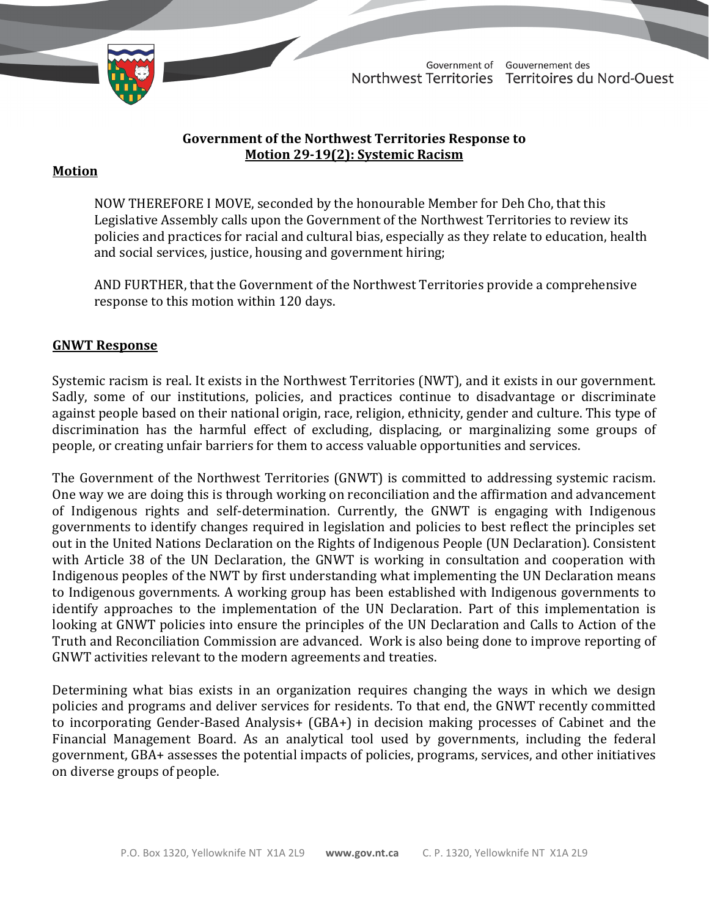Government of Northwest Territories / Gouvernement des Territoires du Nord-Ouest

# Government of the Northwest Territories Response to <u>Motion 29-19(2): Systemic Racism</u>

## <u>Motion</u>

NOW THEREFORE I MOVE, seconded by the honourable Member for Deh Cho, that this Legislative Assembly calls upon the Government of the Northwest Territories to review its policies and practices for racial and cultural bias, especially as they relate to education, health and social services, justice, housing and government hiring;

AND FURTHER, that the Government of the Northwest Territories provide a comprehensive response to this motion within 120 days.

## <u>GNWT Response</u>

Systemic racism is real. It exists in the Northwest Territories (NWT), and it exists in our government. Sadly, some of our institutions, policies, and practices continue to disadvantage or discriminate against people based on their national origin, race, religion, ethnicity, gender and culture. This type of discrimination has the harmful effect of excluding, displacing, or marginalizing some groups of people, or creating unfair barriers for them to access valuable opportunities and services.

The Government of the Northwest Territories (GNWT) is committed to addressing systemic racism. One way we are doing this is through working on reconciliation and the affirmation and advancement of Indigenous rights and self-determination. Currently, the GNWT is engaging with Indigenous governments to identify changes required in legislation and policies to best reflect the principles set out in the United Nations Declaration on the Rights of Indigenous People (UN Declaration). Consistent with Article 38 of the UN Declaration, the GNWT is working in consultation and cooperation with Indigenous peoples of the NWT by first understanding what implementing the UN Declaration means to Indigenous governments. A working group has been established with Indigenous governments to identify approaches to the implementation of the UN Declaration. Part of this implementation is looking at GNWT policies into ensure the principles of the UN Declaration and Calls to Action of the Truth and Reconciliation Commission are advanced. Work is also being done to improve reporting of GNWT activities relevant to the modern agreements and treaties.

Determining what bias exists in an organization requires changing the ways in which we design policies and programs and deliver services for residents. To that end, the GNWT recently committed to incorporating Gender-Based Analysis+ (GBA+) in decision making processes of Cabinet and the Financial Management Board. As an analytical tool used by governments, including the federal government, GBA+ assesses the potential impacts of policies, programs, services, and other initiatives on diverse groups of people.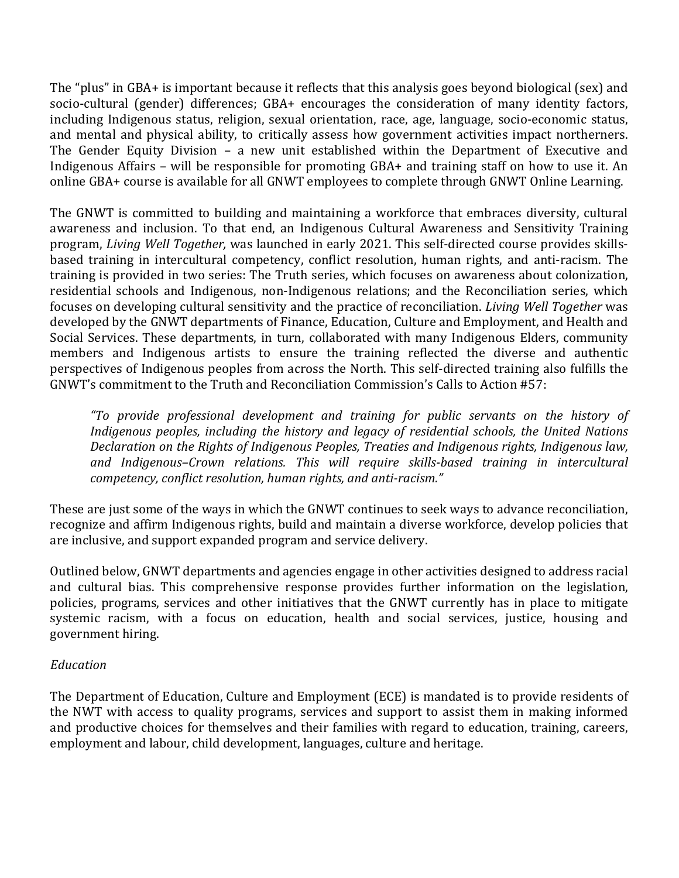The "plus" in GBA+ is important because it reflects that this analysis goes beyond biological (sex) and socio-cultural (gender) differences; GBA+ encourages the consideration of many identity factors, including Indigenous status, religion, sexual orientation, race, age, language, socio-economic status, and mental and physical ability, to critically assess how government activities impact northerners. The Gender Equity Division – a new unit established within the Department of Executive and Indigenous Affairs – will be responsible for promoting GBA+ and training staff on how to use it. An online GBA+ course is available for all GNWT employees to complete through GNWT Online Learning.

The GNWT is committed to building and maintaining a workforce that embraces diversity, cultural awareness and inclusion. To that end, an Indigenous Cultural Awareness and Sensitivity Training program, *Living Well Together,* was launched in early 2021. This self-directed course provides skills-based training in intercultural competency, conflict resolution, human rights, and anti-racism. The training is provided in two series: The Truth series, which focuses on awareness about colonization, residential schools and Indigenous, non-Indigenous relations; and the Reconciliation series, which focuses on developing cultural sensitivity and the practice of reconciliation. *Living Well Together* was developed by the GNWT departments of Finance, Education, Culture and Employment, and Health and Social Services. These departments, in turn, collaborated with many Indigenous Elders, community members and Indigenous artists to ensure the training reflected the diverse and authentic perspectives of Indigenous peoples from across the North. This self-directed training also fulfills the GNWT's commitment to the Truth and Reconciliation Commission's Calls to Action #57:

> *"To provide professional development and training for public servants on the history of Indigenous peoples, including the history and legacy of residential schools, the United Nations Declaration on the Rights of Indigenous Peoples, Treaties and Indigenous rights, Indigenous law, and Indigenous–Crown relations. This will require skills-based training in intercultural competency, conflict resolution, human rights, and anti-racism."*

These are just some of the ways in which the GNWT continues to seek ways to advance reconciliation, recognize and affirm Indigenous rights, build and maintain a diverse workforce, develop policies that are inclusive, and support expanded program and service delivery.

Outlined below, GNWT departments and agencies engage in other activities designed to address racial and cultural bias. This comprehensive response provides further information on the legislation, policies, programs, services and other initiatives that the GNWT currently has in place to mitigate systemic racism, with a focus on education, health and social services, justice, housing and government hiring.

### *Education*

The Department of Education, Culture and Employment (ECE) is mandated is to provide residents of the NWT with access to quality programs, services and support to assist them in making informed and productive choices for themselves and their families with regard to education, training, careers, employment and labour, child development, languages, culture and heritage.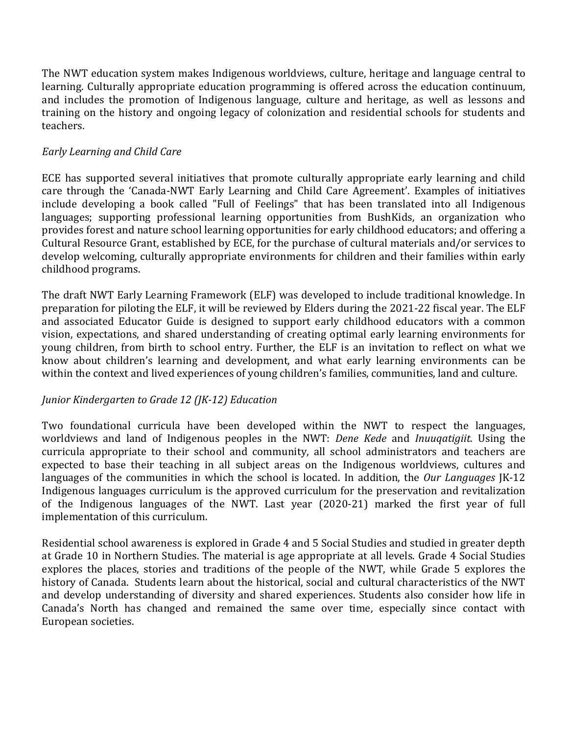The NWT education system makes Indigenous worldviews, culture, heritage and language central to learning. Culturally appropriate education programming is offered across the education continuum, and includes the promotion of Indigenous language, culture and heritage, as well as lessons and training on the history and ongoing legacy of colonization and residential schools for students and teachers.

*Early Learning and Child Care*

ECE has supported several initiatives that promote culturally appropriate early learning and child care through the 'Canada-NWT Early Learning and Child Care Agreement'. Examples of initiatives include developing a book called "Full of Feelings" that has been translated into all Indigenous languages; supporting professional learning opportunities from BushKids, an organization who provides forest and nature school learning opportunities for early childhood educators; and offering a Cultural Resource Grant, established by ECE, for the purchase of cultural materials and/or services to develop welcoming, culturally appropriate environments for children and their families within early childhood programs.

The draft NWT Early Learning Framework (ELF) was developed to include traditional knowledge. In preparation for piloting the ELF, it will be reviewed by Elders during the 2021-22 fiscal year. The ELF and associated Educator Guide is designed to support early childhood educators with a common vision, expectations, and shared understanding of creating optimal early learning environments for young children, from birth to school entry. Further, the ELF is an invitation to reflect on what we know about children's learning and development, and what early learning environments can be within the context and lived experiences of young children's families, communities, land and culture.

*Junior Kindergarten to Grade 12 (JK-12) Education*

Two foundational curricula have been developed within the NWT to respect the languages, worldviews and land of Indigenous peoples in the NWT: *Dene Kede* and *Inuuqatigiit*. Using the curricula appropriate to their school and community, all school administrators and teachers are expected to base their teaching in all subject areas on the Indigenous worldviews, cultures and languages of the communities in which the school is located. In addition, the *Our Languages* JK-12 Indigenous languages curriculum is the approved curriculum for the preservation and revitalization of the Indigenous languages of the NWT. Last year (2020-21) marked the first year of full implementation of this curriculum.

Residential school awareness is explored in Grade 4 and 5 Social Studies and studied in greater depth at Grade 10 in Northern Studies. The material is age appropriate at all levels. Grade 4 Social Studies explores the places, stories and traditions of the people of the NWT, while Grade 5 explores the history of Canada. Students learn about the historical, social and cultural characteristics of the NWT and develop understanding of diversity and shared experiences. Students also consider how life in Canada's North has changed and remained the same over time, especially since contact with European societies.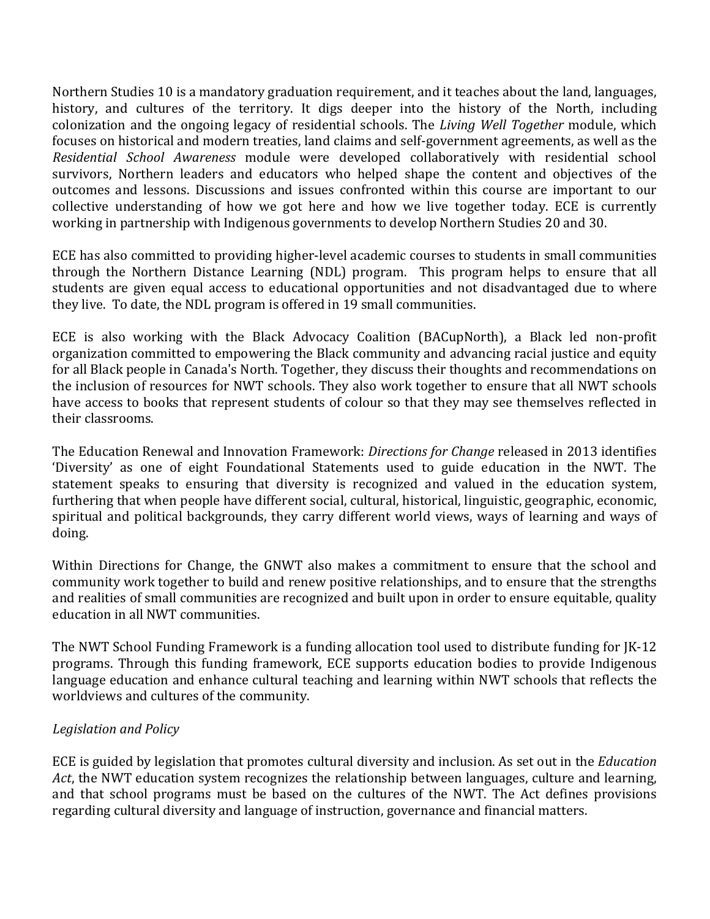Northern Studies 10 is a mandatory graduation requirement, and it teaches about the land, languages, history, and cultures of the territory. It digs deeper into the history of the North, including colonization and the ongoing legacy of residential schools. The *Living Well Together* module, which focuses on historical and modern treaties, land claims and self-government agreements, as well as the *Residential School Awareness* module were developed collaboratively with residential school survivors, Northern leaders and educators who helped shape the content and objectives of the outcomes and lessons. Discussions and issues confronted within this course are important to our collective understanding of how we got here and how we live together today. ECE is currently working in partnership with Indigenous governments to develop Northern Studies 20 and 30.

ECE has also committed to providing higher-level academic courses to students in small communities through the Northern Distance Learning (NDL) program. This program helps to ensure that all students are given equal access to educational opportunities and not disadvantaged due to where they live. To date, the NDL program is offered in 19 small communities.

ECE is also working with the Black Advocacy Coalition (BACupNorth), a Black led non-profit organization committed to empowering the Black community and advancing racial justice and equity for all Black people in Canada's North. Together, they discuss their thoughts and recommendations on the inclusion of resources for NWT schools. They also work together to ensure that all NWT schools have access to books that represent students of colour so that they may see themselves reflected in their classrooms.

The Education Renewal and Innovation Framework: *Directions for Change* released in 2013 identifies 'Diversity' as one of eight Foundational Statements used to guide education in the NWT. The statement speaks to ensuring that diversity is recognized and valued in the education system, furthering that when people have different social, cultural, historical, linguistic, geographic, economic, spiritual and political backgrounds, they carry different world views, ways of learning and ways of doing.

Within Directions for Change, the GNWT also makes a commitment to ensure that the school and community work together to build and renew positive relationships, and to ensure that the strengths and realities of small communities are recognized and built upon in order to ensure equitable, quality education in all NWT communities.

The NWT School Funding Framework is a funding allocation tool used to distribute funding for JK-12 programs. Through this funding framework, ECE supports education bodies to provide Indigenous language education and enhance cultural teaching and learning within NWT schools that reflects the worldviews and cultures of the community.

*Legislation and Policy*

ECE is guided by legislation that promotes cultural diversity and inclusion. As set out in the *Education Act*, the NWT education system recognizes the relationship between languages, culture and learning, and that school programs must be based on the cultures of the NWT. The Act defines provisions regarding cultural diversity and language of instruction, governance and financial matters.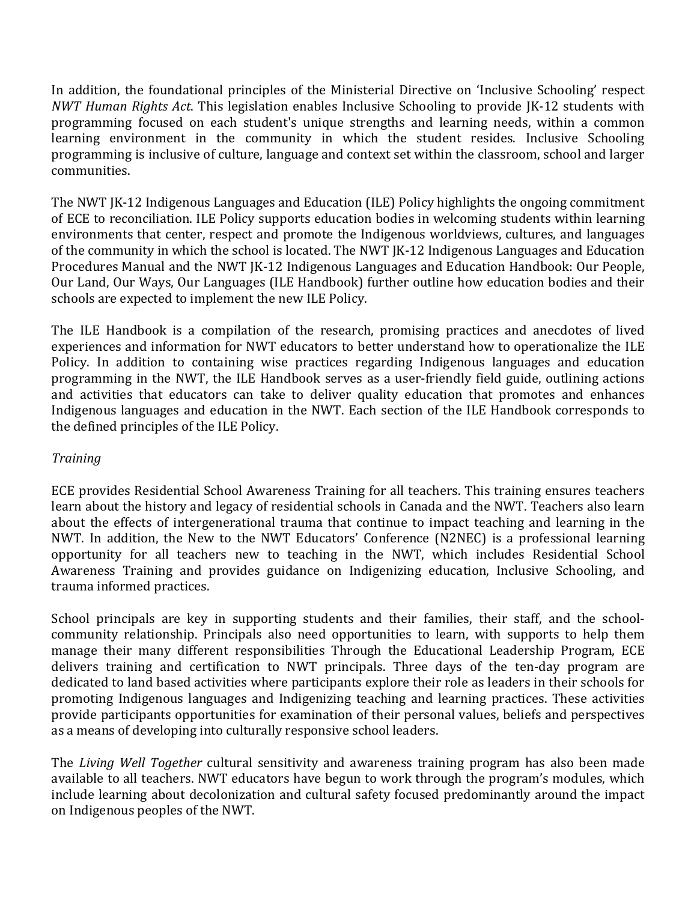In addition, the foundational principles of the Ministerial Directive on 'Inclusive Schooling' respect *NWT Human Rights Act*. This legislation enables Inclusive Schooling to provide JK-12 students with programming focused on each student's unique strengths and learning needs, within a common learning environment in the community in which the student resides. Inclusive Schooling programming is inclusive of culture, language and context set within the classroom, school and larger communities.

The NWT JK-12 Indigenous Languages and Education (ILE) Policy highlights the ongoing commitment of ECE to reconciliation. ILE Policy supports education bodies in welcoming students within learning environments that center, respect and promote the Indigenous worldviews, cultures, and languages of the community in which the school is located. The NWT JK-12 Indigenous Languages and Education Procedures Manual and the NWT JK-12 Indigenous Languages and Education Handbook: Our People, Our Land, Our Ways, Our Languages (ILE Handbook) further outline how education bodies and their schools are expected to implement the new ILE Policy.

The ILE Handbook is a compilation of the research, promising practices and anecdotes of lived experiences and information for NWT educators to better understand how to operationalize the ILE Policy. In addition to containing wise practices regarding Indigenous languages and education programming in the NWT, the ILE Handbook serves as a user-friendly field guide, outlining actions and activities that educators can take to deliver quality education that promotes and enhances Indigenous languages and education in the NWT. Each section of the ILE Handbook corresponds to the defined principles of the ILE Policy.

*Training*

ECE provides Residential School Awareness Training for all teachers. This training ensures teachers learn about the history and legacy of residential schools in Canada and the NWT. Teachers also learn about the effects of intergenerational trauma that continue to impact teaching and learning in the NWT. In addition, the New to the NWT Educators' Conference (N2NEC) is a professional learning opportunity for all teachers new to teaching in the NWT, which includes Residential School Awareness Training and provides guidance on Indigenizing education, Inclusive Schooling, and trauma informed practices.

School principals are key in supporting students and their families, their staff, and the school-community relationship. Principals also need opportunities to learn, with supports to help them manage their many different responsibilities Through the Educational Leadership Program, ECE delivers training and certification to NWT principals. Three days of the ten-day program are dedicated to land based activities where participants explore their role as leaders in their schools for promoting Indigenous languages and Indigenizing teaching and learning practices. These activities provide participants opportunities for examination of their personal values, beliefs and perspectives as a means of developing into culturally responsive school leaders.

The *Living Well Together* cultural sensitivity and awareness training program has also been made available to all teachers. NWT educators have begun to work through the program's modules, which include learning about decolonization and cultural safety focused predominantly around the impact on Indigenous peoples of the NWT.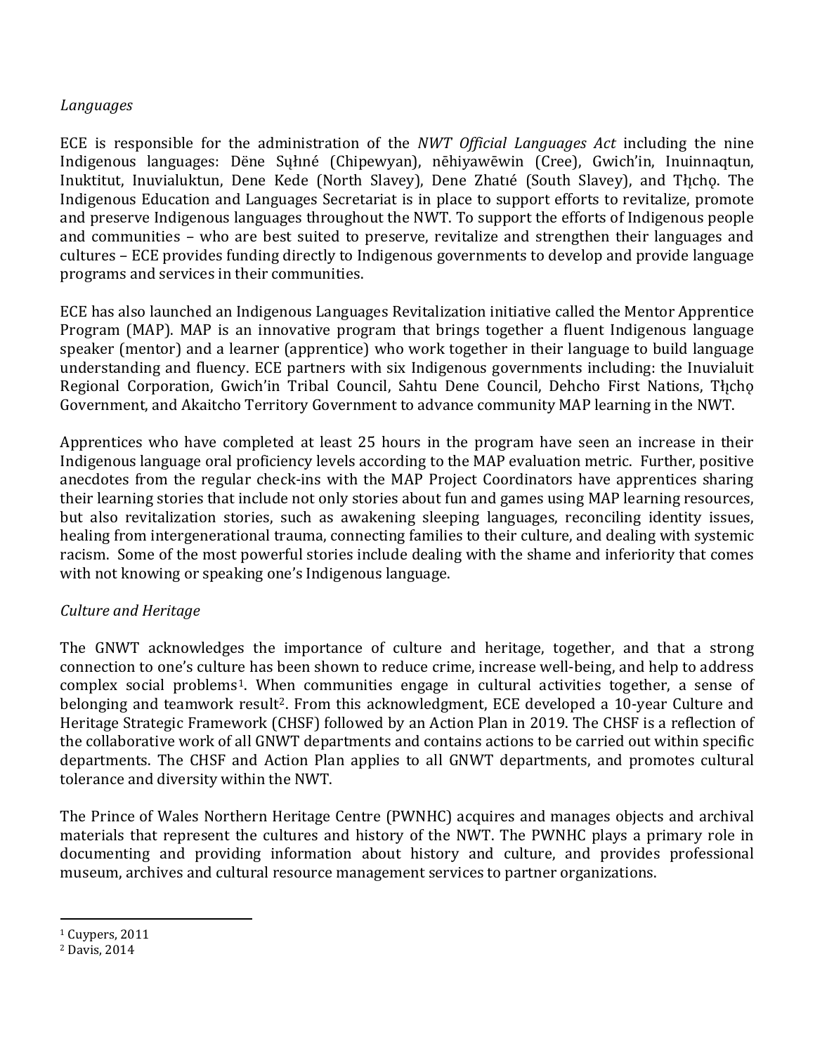*Languages*

ECE is responsible for the administration of the *NWT Official Languages Act* including the nine Indigenous languages: Dëne Sųłıné (Chipewyan), nēhiyawēwin (Cree), Gwich'in, Inuinnaqtun, Inuktitut, Inuvialuktun, Dene Kede (North Slavey), Dene Zhatıé (South Slavey), and Tłı̨chǫ. The Indigenous Education and Languages Secretariat is in place to support efforts to revitalize, promote and preserve Indigenous languages throughout the NWT. To support the efforts of Indigenous people and communities – who are best suited to preserve, revitalize and strengthen their languages and cultures – ECE provides funding directly to Indigenous governments to develop and provide language programs and services in their communities.

ECE has also launched an Indigenous Languages Revitalization initiative called the Mentor Apprentice Program (MAP). MAP is an innovative program that brings together a fluent Indigenous language speaker (mentor) and a learner (apprentice) who work together in their language to build language understanding and fluency. ECE partners with six Indigenous governments including: the Inuvialuit Regional Corporation, Gwich'in Tribal Council, Sahtu Dene Council, Dehcho First Nations, Tłı̨chǫ Government, and Akaitcho Territory Government to advance community MAP learning in the NWT.

Apprentices who have completed at least 25 hours in the program have seen an increase in their Indigenous language oral proficiency levels according to the MAP evaluation metric. Further, positive anecdotes from the regular check-ins with the MAP Project Coordinators have apprentices sharing their learning stories that include not only stories about fun and games using MAP learning resources, but also revitalization stories, such as awakening sleeping languages, reconciling identity issues, healing from intergenerational trauma, connecting families to their culture, and dealing with systemic racism. Some of the most powerful stories include dealing with the shame and inferiority that comes with not knowing or speaking one's Indigenous language.

*Culture and Heritage*

The GNWT acknowledges the importance of culture and heritage, together, and that a strong connection to one's culture has been shown to reduce crime, increase well-being, and help to address complex social problems[1]. When communities engage in cultural activities together, a sense of belonging and teamwork result[2]. From this acknowledgment, ECE developed a 10-year Culture and Heritage Strategic Framework (CHSF) followed by an Action Plan in 2019. The CHSF is a reflection of the collaborative work of all GNWT departments and contains actions to be carried out within specific departments. The CHSF and Action Plan applies to all GNWT departments, and promotes cultural tolerance and diversity within the NWT.

The Prince of Wales Northern Heritage Centre (PWNHC) acquires and manages objects and archival materials that represent the cultures and history of the NWT. The PWNHC plays a primary role in documenting and providing information about history and culture, and provides professional museum, archives and cultural resource management services to partner organizations.

---

[1] Cuypers, 2011

[2] Davis, 2014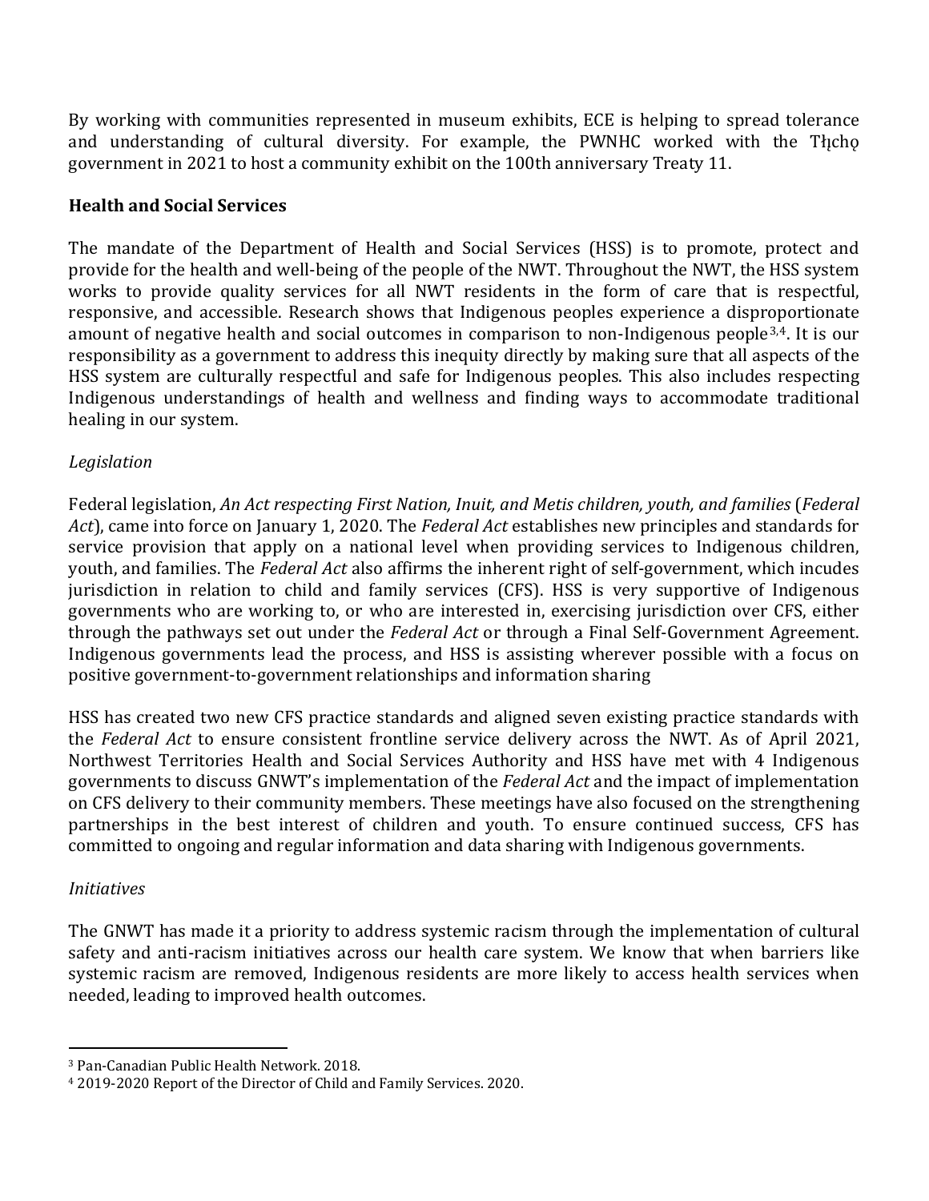By working with communities represented in museum exhibits, ECE is helping to spread tolerance and understanding of cultural diversity. For example, the PWNHC worked with the Tłı̨chǫ government in 2021 to host a community exhibit on the 100th anniversary Treaty 11.

## Health and Social Services

The mandate of the Department of Health and Social Services (HSS) is to promote, protect and provide for the health and well-being of the people of the NWT. Throughout the NWT, the HSS system works to provide quality services for all NWT residents in the form of care that is respectful, responsive, and accessible. Research shows that Indigenous peoples experience a disproportionate amount of negative health and social outcomes in comparison to non-Indigenous people[3,4]. It is our responsibility as a government to address this inequity directly by making sure that all aspects of the HSS system are culturally respectful and safe for Indigenous peoples. This also includes respecting Indigenous understandings of health and wellness and finding ways to accommodate traditional healing in our system.

### *Legislation*

Federal legislation, *An Act respecting First Nation, Inuit, and Metis children, youth, and families* (*Federal Act*), came into force on January 1, 2020. The *Federal Act* establishes new principles and standards for service provision that apply on a national level when providing services to Indigenous children, youth, and families. The *Federal Act* also affirms the inherent right of self-government, which incudes jurisdiction in relation to child and family services (CFS). HSS is very supportive of Indigenous governments who are working to, or who are interested in, exercising jurisdiction over CFS, either through the pathways set out under the *Federal Act* or through a Final Self-Government Agreement. Indigenous governments lead the process, and HSS is assisting wherever possible with a focus on positive government-to-government relationships and information sharing

HSS has created two new CFS practice standards and aligned seven existing practice standards with the *Federal Act* to ensure consistent frontline service delivery across the NWT. As of April 2021, Northwest Territories Health and Social Services Authority and HSS have met with 4 Indigenous governments to discuss GNWT's implementation of the *Federal Act* and the impact of implementation on CFS delivery to their community members. These meetings have also focused on the strengthening partnerships in the best interest of children and youth. To ensure continued success, CFS has committed to ongoing and regular information and data sharing with Indigenous governments.

### *Initiatives*

The GNWT has made it a priority to address systemic racism through the implementation of cultural safety and anti-racism initiatives across our health care system. We know that when barriers like systemic racism are removed, Indigenous residents are more likely to access health services when needed, leading to improved health outcomes.

---

[3] Pan-Canadian Public Health Network. 2018.

[4] 2019-2020 Report of the Director of Child and Family Services. 2020.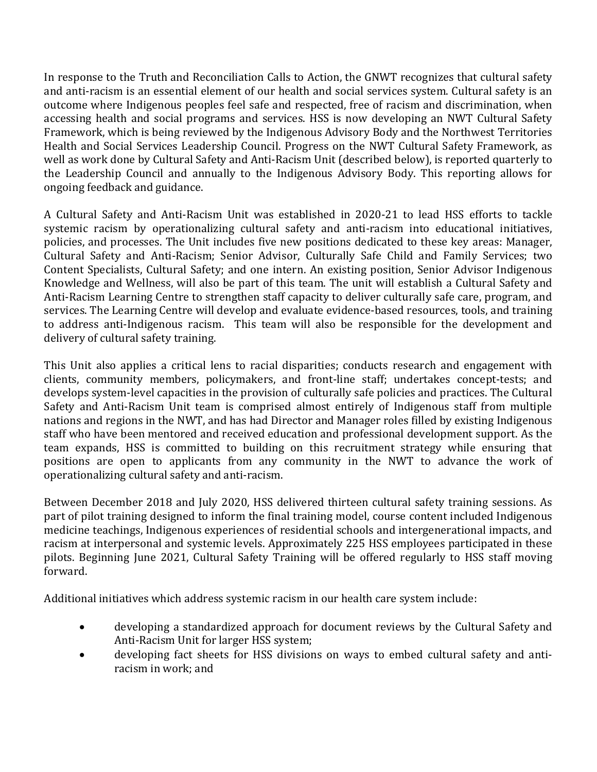In response to the Truth and Reconciliation Calls to Action, the GNWT recognizes that cultural safety and anti-racism is an essential element of our health and social services system. Cultural safety is an outcome where Indigenous peoples feel safe and respected, free of racism and discrimination, when accessing health and social programs and services. HSS is now developing an NWT Cultural Safety Framework, which is being reviewed by the Indigenous Advisory Body and the Northwest Territories Health and Social Services Leadership Council. Progress on the NWT Cultural Safety Framework, as well as work done by Cultural Safety and Anti-Racism Unit (described below), is reported quarterly to the Leadership Council and annually to the Indigenous Advisory Body. This reporting allows for ongoing feedback and guidance.

A Cultural Safety and Anti-Racism Unit was established in 2020-21 to lead HSS efforts to tackle systemic racism by operationalizing cultural safety and anti-racism into educational initiatives, policies, and processes. The Unit includes five new positions dedicated to these key areas: Manager, Cultural Safety and Anti-Racism; Senior Advisor, Culturally Safe Child and Family Services; two Content Specialists, Cultural Safety; and one intern. An existing position, Senior Advisor Indigenous Knowledge and Wellness, will also be part of this team. The unit will establish a Cultural Safety and Anti-Racism Learning Centre to strengthen staff capacity to deliver culturally safe care, program, and services. The Learning Centre will develop and evaluate evidence-based resources, tools, and training to address anti-Indigenous racism. This team will also be responsible for the development and delivery of cultural safety training.

This Unit also applies a critical lens to racial disparities; conducts research and engagement with clients, community members, policymakers, and front-line staff; undertakes concept-tests; and develops system-level capacities in the provision of culturally safe policies and practices. The Cultural Safety and Anti-Racism Unit team is comprised almost entirely of Indigenous staff from multiple nations and regions in the NWT, and has had Director and Manager roles filled by existing Indigenous staff who have been mentored and received education and professional development support. As the team expands, HSS is committed to building on this recruitment strategy while ensuring that positions are open to applicants from any community in the NWT to advance the work of operationalizing cultural safety and anti-racism.

Between December 2018 and July 2020, HSS delivered thirteen cultural safety training sessions. As part of pilot training designed to inform the final training model, course content included Indigenous medicine teachings, Indigenous experiences of residential schools and intergenerational impacts, and racism at interpersonal and systemic levels. Approximately 225 HSS employees participated in these pilots. Beginning June 2021, Cultural Safety Training will be offered regularly to HSS staff moving forward.

Additional initiatives which address systemic racism in our health care system include:

- developing a standardized approach for document reviews by the Cultural Safety and Anti-Racism Unit for larger HSS system;
- developing fact sheets for HSS divisions on ways to embed cultural safety and anti-racism in work; and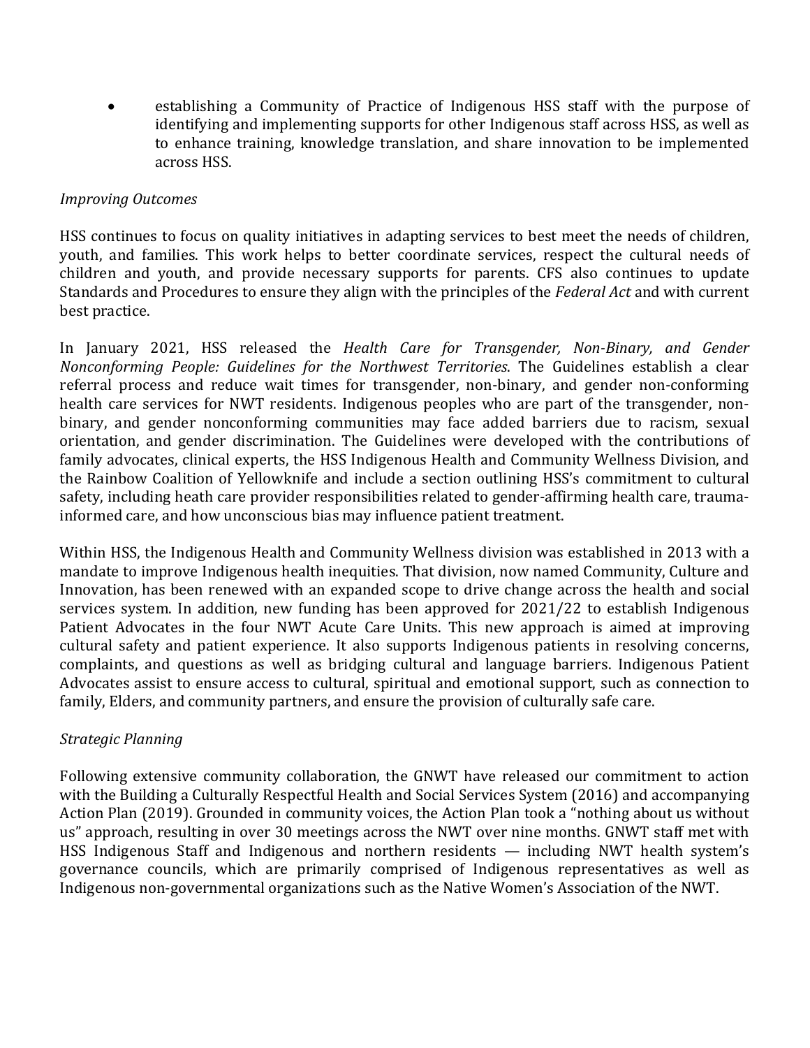- establishing a Community of Practice of Indigenous HSS staff with the purpose of identifying and implementing supports for other Indigenous staff across HSS, as well as to enhance training, knowledge translation, and share innovation to be implemented across HSS.

*Improving Outcomes*

HSS continues to focus on quality initiatives in adapting services to best meet the needs of children, youth, and families. This work helps to better coordinate services, respect the cultural needs of children and youth, and provide necessary supports for parents. CFS also continues to update Standards and Procedures to ensure they align with the principles of the *Federal Act* and with current best practice.

In January 2021, HSS released the *Health Care for Transgender, Non-Binary, and Gender Nonconforming People: Guidelines for the Northwest Territories*. The Guidelines establish a clear referral process and reduce wait times for transgender, non-binary, and gender non-conforming health care services for NWT residents. Indigenous peoples who are part of the transgender, non-binary, and gender nonconforming communities may face added barriers due to racism, sexual orientation, and gender discrimination. The Guidelines were developed with the contributions of family advocates, clinical experts, the HSS Indigenous Health and Community Wellness Division, and the Rainbow Coalition of Yellowknife and include a section outlining HSS's commitment to cultural safety, including heath care provider responsibilities related to gender-affirming health care, trauma-informed care, and how unconscious bias may influence patient treatment.

Within HSS, the Indigenous Health and Community Wellness division was established in 2013 with a mandate to improve Indigenous health inequities. That division, now named Community, Culture and Innovation, has been renewed with an expanded scope to drive change across the health and social services system. In addition, new funding has been approved for 2021/22 to establish Indigenous Patient Advocates in the four NWT Acute Care Units. This new approach is aimed at improving cultural safety and patient experience. It also supports Indigenous patients in resolving concerns, complaints, and questions as well as bridging cultural and language barriers. Indigenous Patient Advocates assist to ensure access to cultural, spiritual and emotional support, such as connection to family, Elders, and community partners, and ensure the provision of culturally safe care.

*Strategic Planning*

Following extensive community collaboration, the GNWT have released our commitment to action with the Building a Culturally Respectful Health and Social Services System (2016) and accompanying Action Plan (2019). Grounded in community voices, the Action Plan took a "nothing about us without us" approach, resulting in over 30 meetings across the NWT over nine months. GNWT staff met with HSS Indigenous Staff and Indigenous and northern residents — including NWT health system's governance councils, which are primarily comprised of Indigenous representatives as well as Indigenous non-governmental organizations such as the Native Women's Association of the NWT.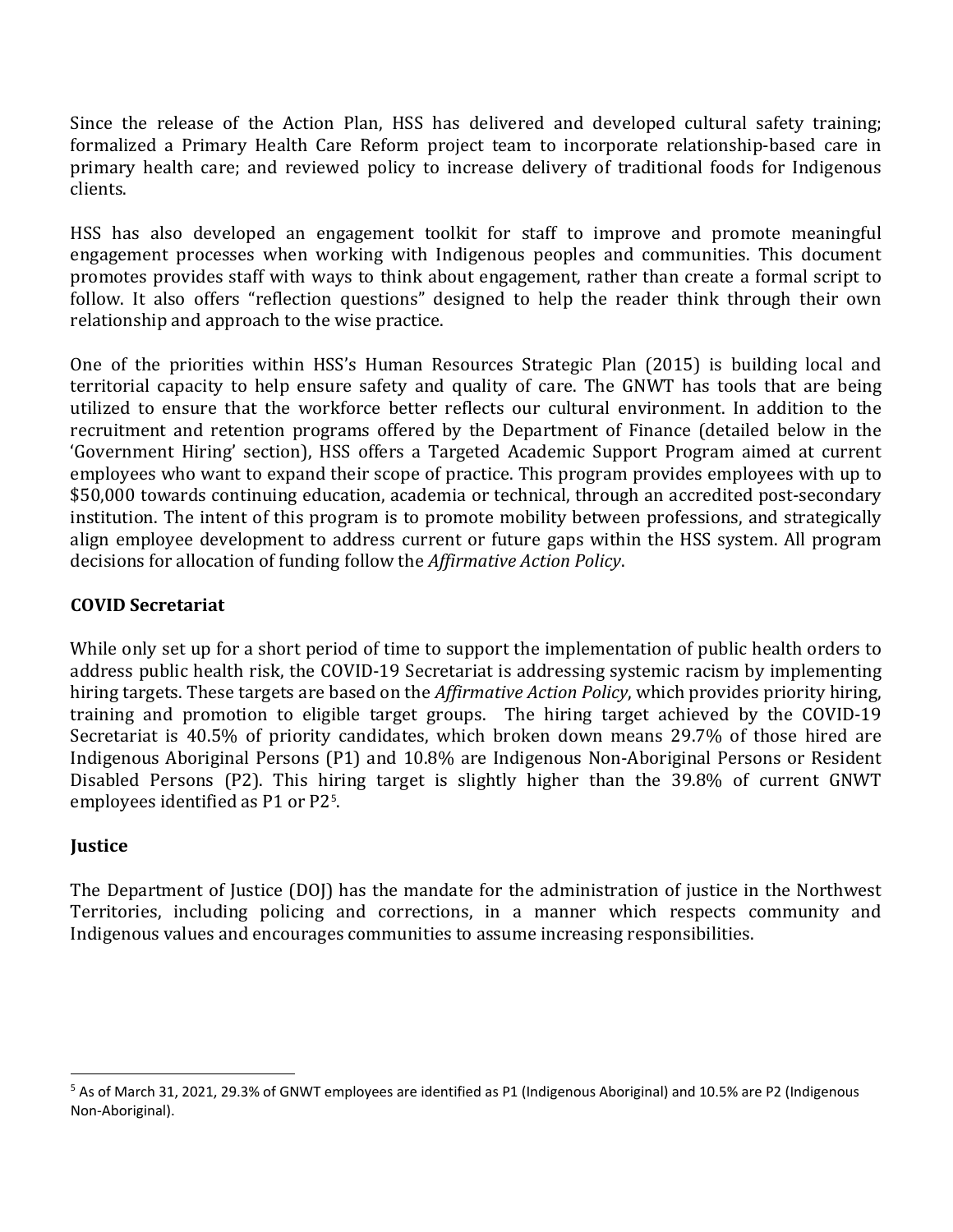Since the release of the Action Plan, HSS has delivered and developed cultural safety training; formalized a Primary Health Care Reform project team to incorporate relationship-based care in primary health care; and reviewed policy to increase delivery of traditional foods for Indigenous clients.

HSS has also developed an engagement toolkit for staff to improve and promote meaningful engagement processes when working with Indigenous peoples and communities. This document promotes provides staff with ways to think about engagement, rather than create a formal script to follow. It also offers “reflection questions” designed to help the reader think through their own relationship and approach to the wise practice.

One of the priorities within HSS’s Human Resources Strategic Plan (2015) is building local and territorial capacity to help ensure safety and quality of care. The GNWT has tools that are being utilized to ensure that the workforce better reflects our cultural environment. In addition to the recruitment and retention programs offered by the Department of Finance (detailed below in the ‘Government Hiring’ section), HSS offers a Targeted Academic Support Program aimed at current employees who want to expand their scope of practice. This program provides employees with up to $50,000 towards continuing education, academia or technical, through an accredited post-secondary institution. The intent of this program is to promote mobility between professions, and strategically align employee development to address current or future gaps within the HSS system. All program decisions for allocation of funding follow the *Affirmative Action Policy*.

## COVID Secretariat

While only set up for a short period of time to support the implementation of public health orders to address public health risk, the COVID-19 Secretariat is addressing systemic racism by implementing hiring targets. These targets are based on the *Affirmative Action Policy*, which provides priority hiring, training and promotion to eligible target groups. The hiring target achieved by the COVID-19 Secretariat is 40.5% of priority candidates, which broken down means 29.7% of those hired are Indigenous Aboriginal Persons (P1) and 10.8% are Indigenous Non-Aboriginal Persons or Resident Disabled Persons (P2). This hiring target is slightly higher than the 39.8% of current GNWT employees identified as P1 or P2[5].

## Justice

The Department of Justice (DOJ) has the mandate for the administration of justice in the Northwest Territories, including policing and corrections, in a manner which respects community and Indigenous values and encourages communities to assume increasing responsibilities.

[5] As of March 31, 2021, 29.3% of GNWT employees are identified as P1 (Indigenous Aboriginal) and 10.5% are P2 (Indigenous Non-Aboriginal).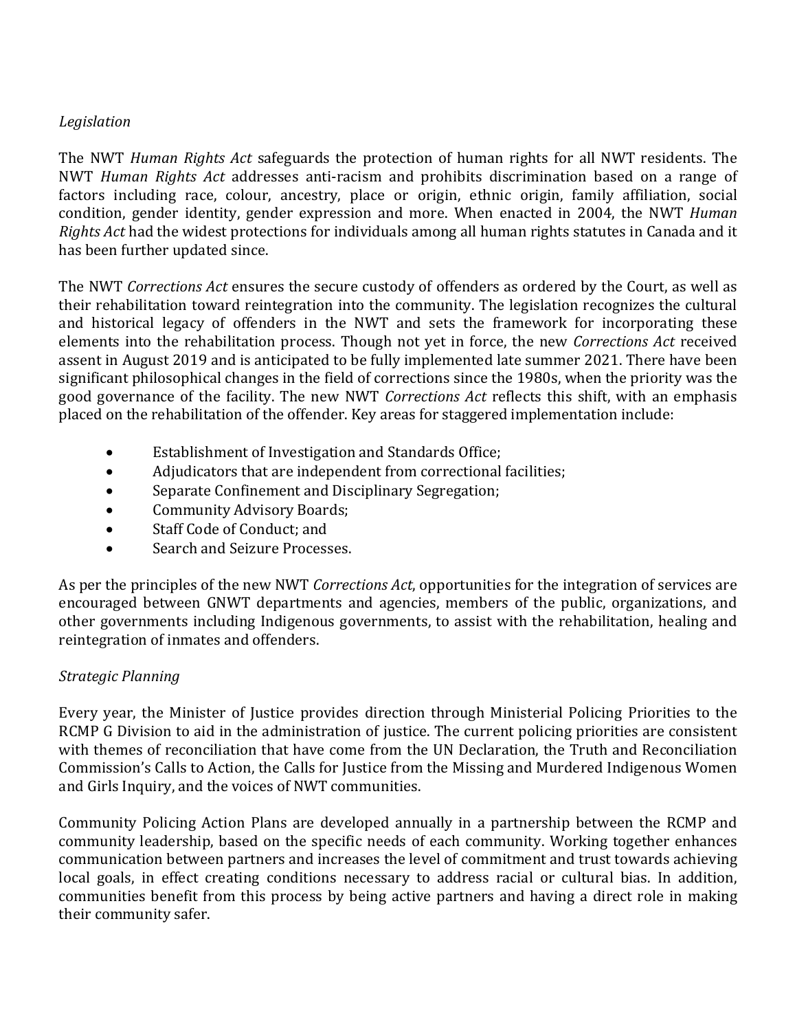*Legislation*

The NWT *Human Rights Act* safeguards the protection of human rights for all NWT residents. The NWT *Human Rights Act* addresses anti-racism and prohibits discrimination based on a range of factors including race, colour, ancestry, place or origin, ethnic origin, family affiliation, social condition, gender identity, gender expression and more. When enacted in 2004, the NWT *Human Rights Act* had the widest protections for individuals among all human rights statutes in Canada and it has been further updated since.

The NWT *Corrections Act* ensures the secure custody of offenders as ordered by the Court, as well as their rehabilitation toward reintegration into the community. The legislation recognizes the cultural and historical legacy of offenders in the NWT and sets the framework for incorporating these elements into the rehabilitation process. Though not yet in force, the new *Corrections Act* received assent in August 2019 and is anticipated to be fully implemented late summer 2021. There have been significant philosophical changes in the field of corrections since the 1980s, when the priority was the good governance of the facility. The new NWT *Corrections Act* reflects this shift, with an emphasis placed on the rehabilitation of the offender. Key areas for staggered implementation include:

- Establishment of Investigation and Standards Office;
- Adjudicators that are independent from correctional facilities;
- Separate Confinement and Disciplinary Segregation;
- Community Advisory Boards;
- Staff Code of Conduct; and
- Search and Seizure Processes.

As per the principles of the new NWT *Corrections Act*, opportunities for the integration of services are encouraged between GNWT departments and agencies, members of the public, organizations, and other governments including Indigenous governments, to assist with the rehabilitation, healing and reintegration of inmates and offenders.

*Strategic Planning*

Every year, the Minister of Justice provides direction through Ministerial Policing Priorities to the RCMP G Division to aid in the administration of justice. The current policing priorities are consistent with themes of reconciliation that have come from the UN Declaration, the Truth and Reconciliation Commission's Calls to Action, the Calls for Justice from the Missing and Murdered Indigenous Women and Girls Inquiry, and the voices of NWT communities.

Community Policing Action Plans are developed annually in a partnership between the RCMP and community leadership, based on the specific needs of each community. Working together enhances communication between partners and increases the level of commitment and trust towards achieving local goals, in effect creating conditions necessary to address racial or cultural bias. In addition, communities benefit from this process by being active partners and having a direct role in making their community safer.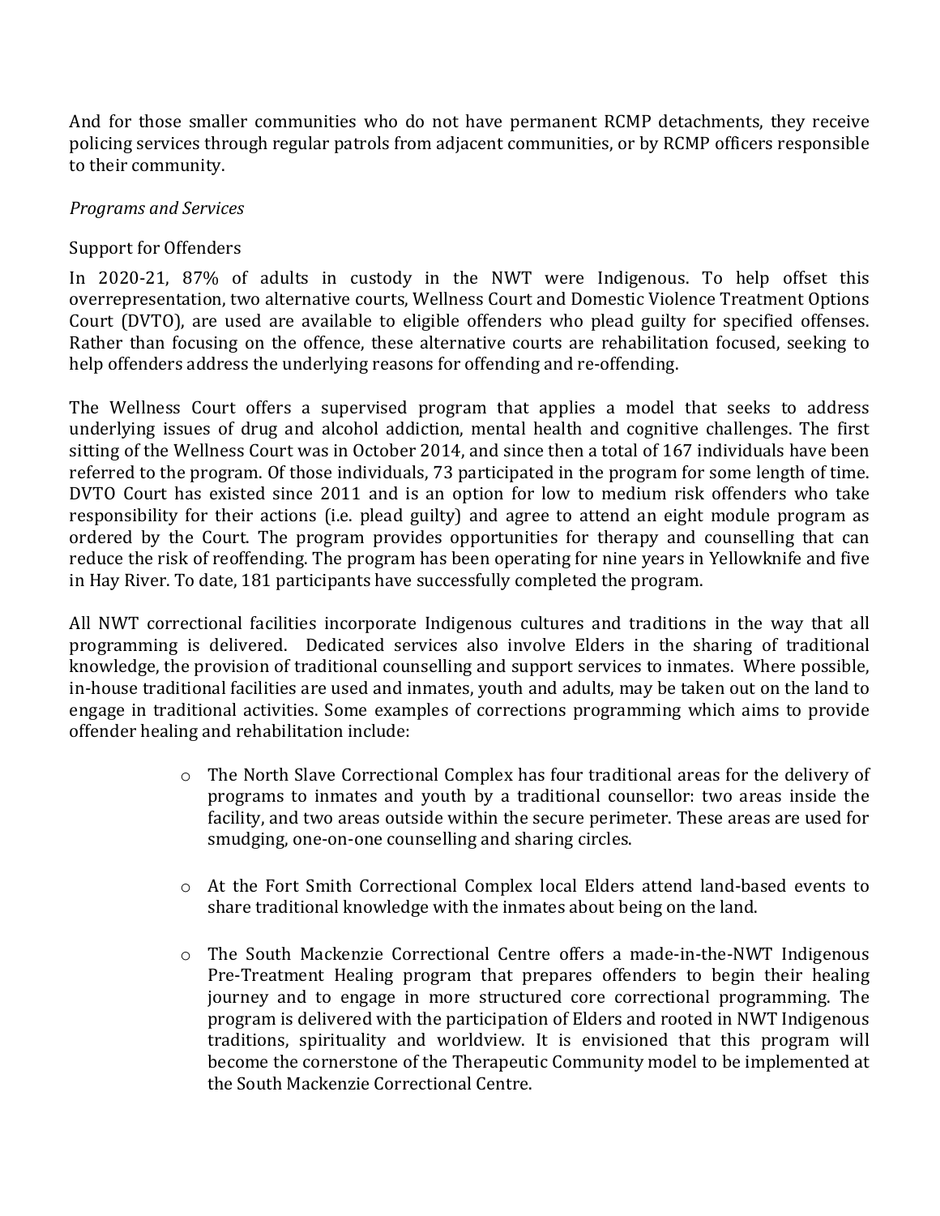And for those smaller communities who do not have permanent RCMP detachments, they receive policing services through regular patrols from adjacent communities, or by RCMP officers responsible to their community.

*Programs and Services*

Support for Offenders

In 2020-21, 87% of adults in custody in the NWT were Indigenous. To help offset this overrepresentation, two alternative courts, Wellness Court and Domestic Violence Treatment Options Court (DVTO), are used are available to eligible offenders who plead guilty for specified offenses. Rather than focusing on the offence, these alternative courts are rehabilitation focused, seeking to help offenders address the underlying reasons for offending and re-offending.

The Wellness Court offers a supervised program that applies a model that seeks to address underlying issues of drug and alcohol addiction, mental health and cognitive challenges. The first sitting of the Wellness Court was in October 2014, and since then a total of 167 individuals have been referred to the program. Of those individuals, 73 participated in the program for some length of time. DVTO Court has existed since 2011 and is an option for low to medium risk offenders who take responsibility for their actions (i.e. plead guilty) and agree to attend an eight module program as ordered by the Court. The program provides opportunities for therapy and counselling that can reduce the risk of reoffending. The program has been operating for nine years in Yellowknife and five in Hay River. To date, 181 participants have successfully completed the program.

All NWT correctional facilities incorporate Indigenous cultures and traditions in the way that all programming is delivered. Dedicated services also involve Elders in the sharing of traditional knowledge, the provision of traditional counselling and support services to inmates. Where possible, in-house traditional facilities are used and inmates, youth and adults, may be taken out on the land to engage in traditional activities. Some examples of corrections programming which aims to provide offender healing and rehabilitation include:

- The North Slave Correctional Complex has four traditional areas for the delivery of programs to inmates and youth by a traditional counsellor: two areas inside the facility, and two areas outside within the secure perimeter. These areas are used for smudging, one-on-one counselling and sharing circles.

- At the Fort Smith Correctional Complex local Elders attend land-based events to share traditional knowledge with the inmates about being on the land.

- The South Mackenzie Correctional Centre offers a made-in-the-NWT Indigenous Pre-Treatment Healing program that prepares offenders to begin their healing journey and to engage in more structured core correctional programming. The program is delivered with the participation of Elders and rooted in NWT Indigenous traditions, spirituality and worldview. It is envisioned that this program will become the cornerstone of the Therapeutic Community model to be implemented at the South Mackenzie Correctional Centre.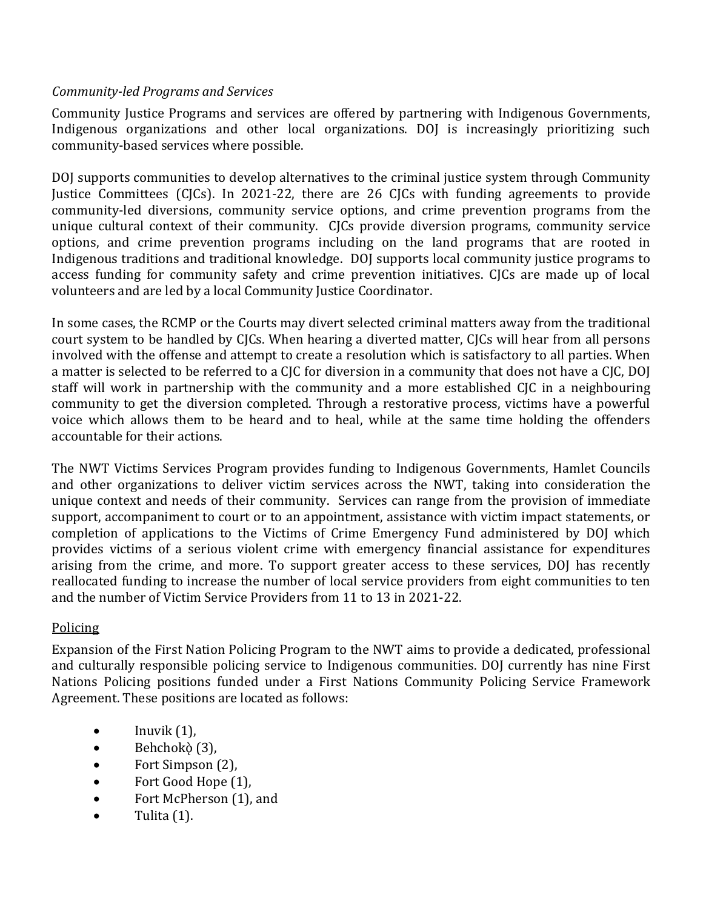*Community-led Programs and Services*

Community Justice Programs and services are offered by partnering with Indigenous Governments, Indigenous organizations and other local organizations. DOJ is increasingly prioritizing such community-based services where possible.

DOJ supports communities to develop alternatives to the criminal justice system through Community Justice Committees (CJCs). In 2021-22, there are 26 CJCs with funding agreements to provide community-led diversions, community service options, and crime prevention programs from the unique cultural context of their community. CJCs provide diversion programs, community service options, and crime prevention programs including on the land programs that are rooted in Indigenous traditions and traditional knowledge. DOJ supports local community justice programs to access funding for community safety and crime prevention initiatives. CJCs are made up of local volunteers and are led by a local Community Justice Coordinator.

In some cases, the RCMP or the Courts may divert selected criminal matters away from the traditional court system to be handled by CJCs. When hearing a diverted matter, CJCs will hear from all persons involved with the offense and attempt to create a resolution which is satisfactory to all parties. When a matter is selected to be referred to a CJC for diversion in a community that does not have a CJC, DOJ staff will work in partnership with the community and a more established CJC in a neighbouring community to get the diversion completed. Through a restorative process, victims have a powerful voice which allows them to be heard and to heal, while at the same time holding the offenders accountable for their actions.

The NWT Victims Services Program provides funding to Indigenous Governments, Hamlet Councils and other organizations to deliver victim services across the NWT, taking into consideration the unique context and needs of their community. Services can range from the provision of immediate support, accompaniment to court or to an appointment, assistance with victim impact statements, or completion of applications to the Victims of Crime Emergency Fund administered by DOJ which provides victims of a serious violent crime with emergency financial assistance for expenditures arising from the crime, and more. To support greater access to these services, DOJ has recently reallocated funding to increase the number of local service providers from eight communities to ten and the number of Victim Service Providers from 11 to 13 in 2021-22.

<u>Policing</u>

Expansion of the First Nation Policing Program to the NWT aims to provide a dedicated, professional and culturally responsible policing service to Indigenous communities. DOJ currently has nine First Nations Policing positions funded under a First Nations Community Policing Service Framework Agreement. These positions are located as follows:

- Inuvik (1),
- Behchokǫ̀ (3),
- Fort Simpson (2),
- Fort Good Hope (1),
- Fort McPherson (1), and
- Tulita (1).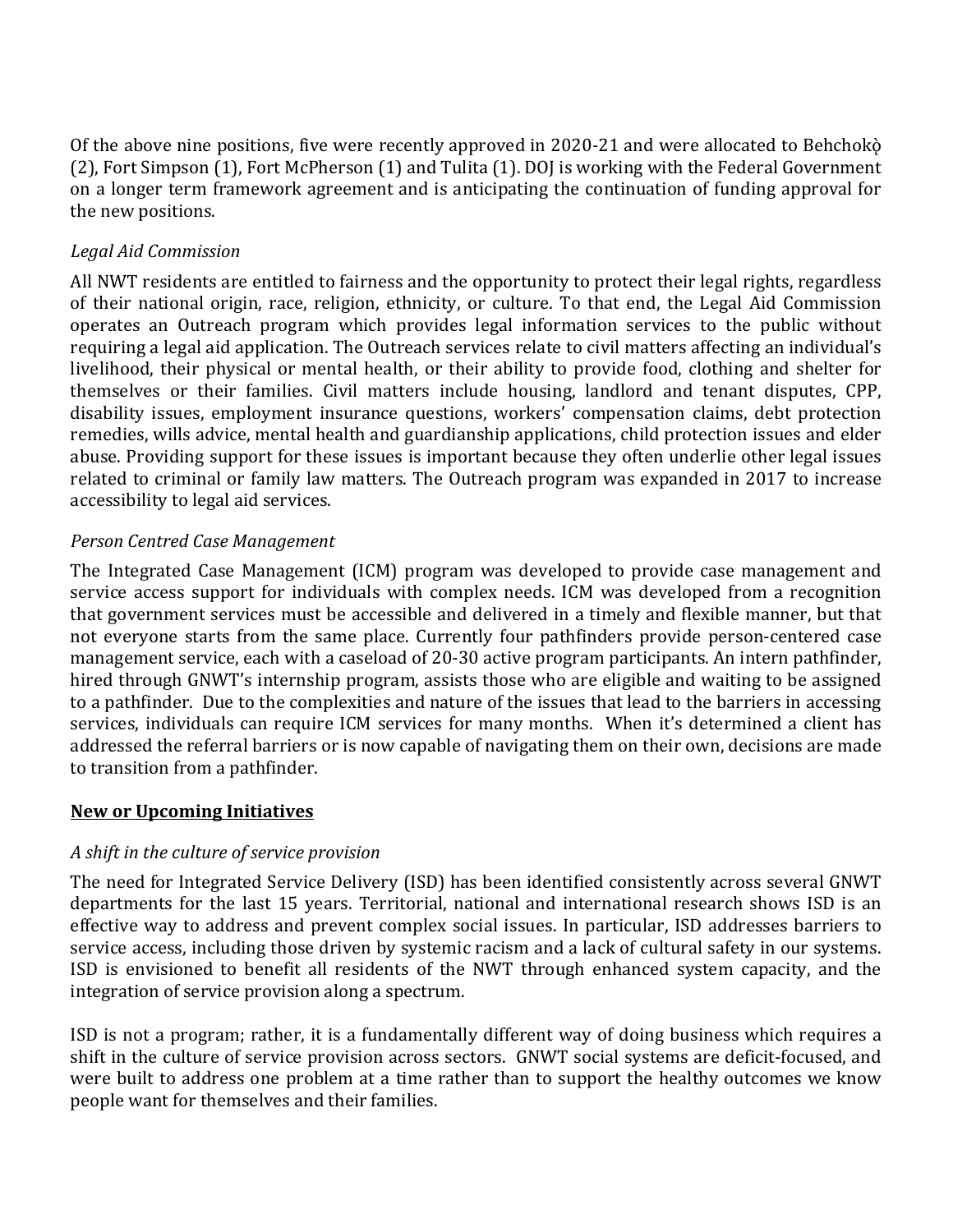Of the above nine positions, five were recently approved in 2020-21 and were allocated to Behchokǫ̀ (2), Fort Simpson (1), Fort McPherson (1) and Tulita (1). DOJ is working with the Federal Government on a longer term framework agreement and is anticipating the continuation of funding approval for the new positions.

*Legal Aid Commission*

All NWT residents are entitled to fairness and the opportunity to protect their legal rights, regardless of their national origin, race, religion, ethnicity, or culture. To that end, the Legal Aid Commission operates an Outreach program which provides legal information services to the public without requiring a legal aid application. The Outreach services relate to civil matters affecting an individual's livelihood, their physical or mental health, or their ability to provide food, clothing and shelter for themselves or their families. Civil matters include housing, landlord and tenant disputes, CPP, disability issues, employment insurance questions, workers' compensation claims, debt protection remedies, wills advice, mental health and guardianship applications, child protection issues and elder abuse. Providing support for these issues is important because they often underlie other legal issues related to criminal or family law matters. The Outreach program was expanded in 2017 to increase accessibility to legal aid services.

*Person Centred Case Management*

The Integrated Case Management (ICM) program was developed to provide case management and service access support for individuals with complex needs. ICM was developed from a recognition that government services must be accessible and delivered in a timely and flexible manner, but that not everyone starts from the same place. Currently four pathfinders provide person-centered case management service, each with a caseload of 20-30 active program participants. An intern pathfinder, hired through GNWT's internship program, assists those who are eligible and waiting to be assigned to a pathfinder. Due to the complexities and nature of the issues that lead to the barriers in accessing services, individuals can require ICM services for many months. When it's determined a client has addressed the referral barriers or is now capable of navigating them on their own, decisions are made to transition from a pathfinder.

**New or Upcoming Initiatives**

*A shift in the culture of service provision*

The need for Integrated Service Delivery (ISD) has been identified consistently across several GNWT departments for the last 15 years. Territorial, national and international research shows ISD is an effective way to address and prevent complex social issues. In particular, ISD addresses barriers to service access, including those driven by systemic racism and a lack of cultural safety in our systems. ISD is envisioned to benefit all residents of the NWT through enhanced system capacity, and the integration of service provision along a spectrum.

ISD is not a program; rather, it is a fundamentally different way of doing business which requires a shift in the culture of service provision across sectors. GNWT social systems are deficit-focused, and were built to address one problem at a time rather than to support the healthy outcomes we know people want for themselves and their families.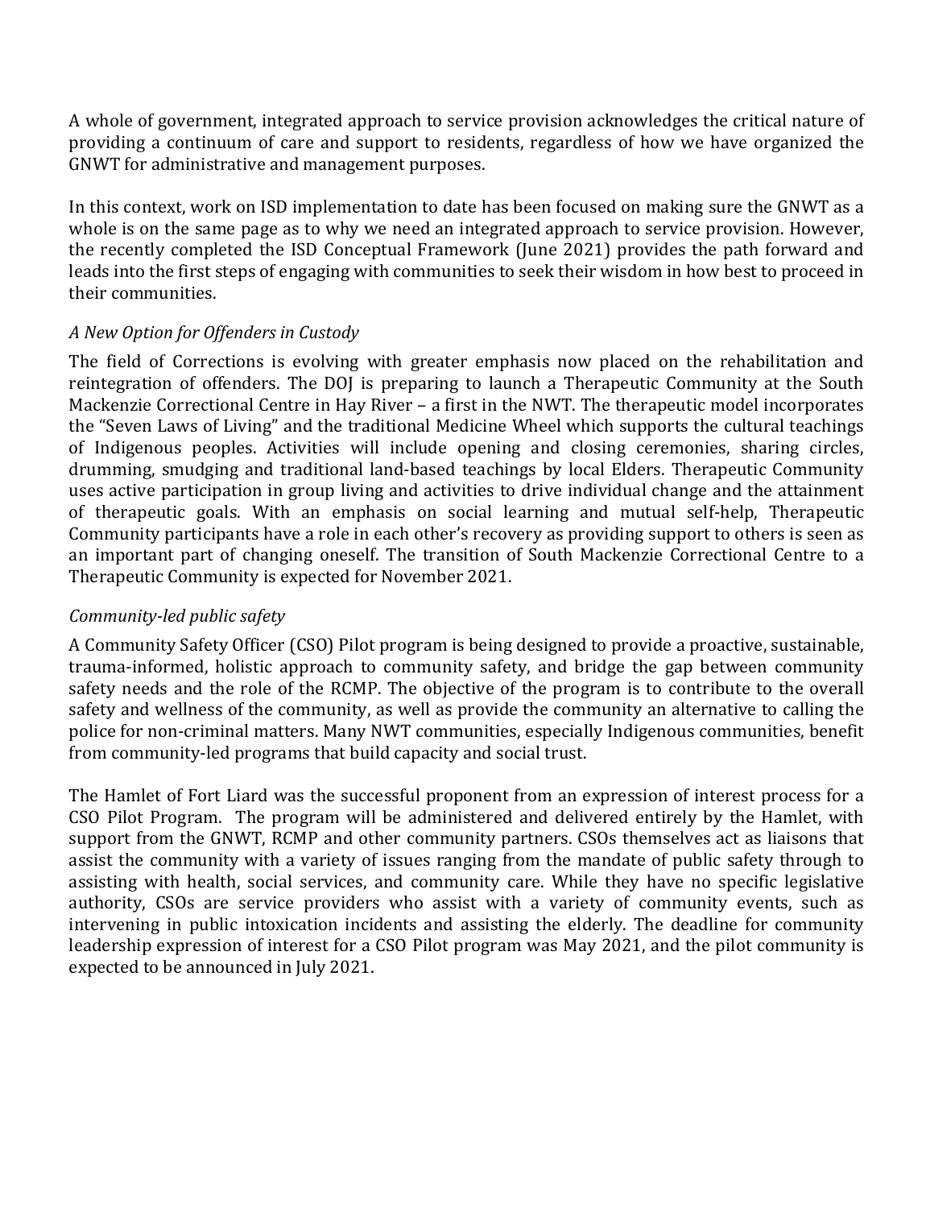A whole of government, integrated approach to service provision acknowledges the critical nature of providing a continuum of care and support to residents, regardless of how we have organized the GNWT for administrative and management purposes.

In this context, work on ISD implementation to date has been focused on making sure the GNWT as a whole is on the same page as to why we need an integrated approach to service provision. However, the recently completed the ISD Conceptual Framework (June 2021) provides the path forward and leads into the first steps of engaging with communities to seek their wisdom in how best to proceed in their communities.

*A New Option for Offenders in Custody*

The field of Corrections is evolving with greater emphasis now placed on the rehabilitation and reintegration of offenders. The DOJ is preparing to launch a Therapeutic Community at the South Mackenzie Correctional Centre in Hay River – a first in the NWT. The therapeutic model incorporates the "Seven Laws of Living" and the traditional Medicine Wheel which supports the cultural teachings of Indigenous peoples. Activities will include opening and closing ceremonies, sharing circles, drumming, smudging and traditional land-based teachings by local Elders. Therapeutic Community uses active participation in group living and activities to drive individual change and the attainment of therapeutic goals. With an emphasis on social learning and mutual self-help, Therapeutic Community participants have a role in each other's recovery as providing support to others is seen as an important part of changing oneself. The transition of South Mackenzie Correctional Centre to a Therapeutic Community is expected for November 2021.

*Community-led public safety*

A Community Safety Officer (CSO) Pilot program is being designed to provide a proactive, sustainable, trauma-informed, holistic approach to community safety, and bridge the gap between community safety needs and the role of the RCMP. The objective of the program is to contribute to the overall safety and wellness of the community, as well as provide the community an alternative to calling the police for non-criminal matters. Many NWT communities, especially Indigenous communities, benefit from community-led programs that build capacity and social trust.

The Hamlet of Fort Liard was the successful proponent from an expression of interest process for a CSO Pilot Program. The program will be administered and delivered entirely by the Hamlet, with support from the GNWT, RCMP and other community partners. CSOs themselves act as liaisons that assist the community with a variety of issues ranging from the mandate of public safety through to assisting with health, social services, and community care. While they have no specific legislative authority, CSOs are service providers who assist with a variety of community events, such as intervening in public intoxication incidents and assisting the elderly. The deadline for community leadership expression of interest for a CSO Pilot program was May 2021, and the pilot community is expected to be announced in July 2021.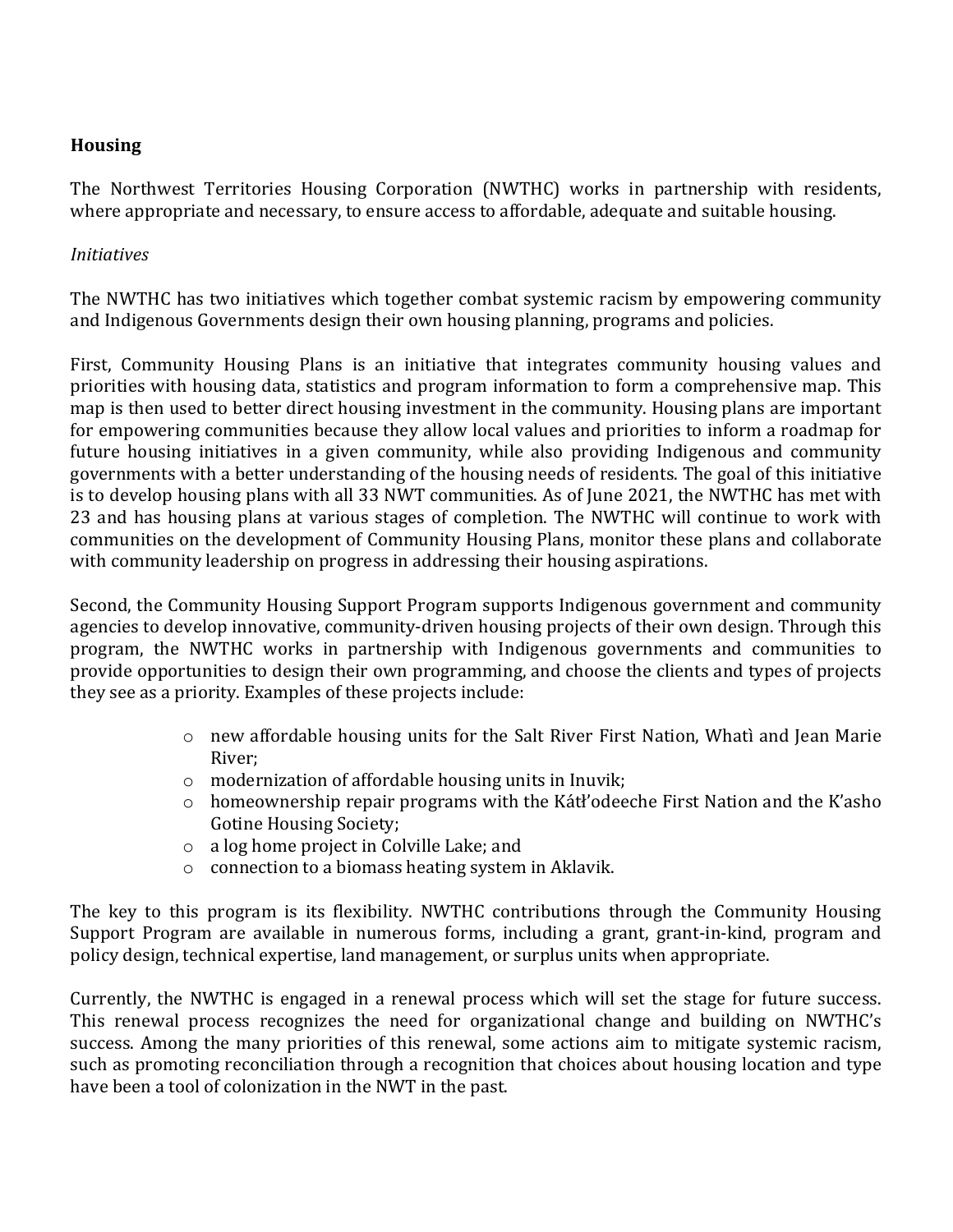**Housing**

The Northwest Territories Housing Corporation (NWTHC) works in partnership with residents, where appropriate and necessary, to ensure access to affordable, adequate and suitable housing.

*Initiatives*

The NWTHC has two initiatives which together combat systemic racism by empowering community and Indigenous Governments design their own housing planning, programs and policies.

First, Community Housing Plans is an initiative that integrates community housing values and priorities with housing data, statistics and program information to form a comprehensive map. This map is then used to better direct housing investment in the community. Housing plans are important for empowering communities because they allow local values and priorities to inform a roadmap for future housing initiatives in a given community, while also providing Indigenous and community governments with a better understanding of the housing needs of residents. The goal of this initiative is to develop housing plans with all 33 NWT communities. As of June 2021, the NWTHC has met with 23 and has housing plans at various stages of completion. The NWTHC will continue to work with communities on the development of Community Housing Plans, monitor these plans and collaborate with community leadership on progress in addressing their housing aspirations.

Second, the Community Housing Support Program supports Indigenous government and community agencies to develop innovative, community-driven housing projects of their own design. Through this program, the NWTHC works in partnership with Indigenous governments and communities to provide opportunities to design their own programming, and choose the clients and types of projects they see as a priority. Examples of these projects include:

- new affordable housing units for the Salt River First Nation, Whatì and Jean Marie River;
- modernization of affordable housing units in Inuvik;
- homeownership repair programs with the Kátł'odeeche First Nation and the K'asho Gotine Housing Society;
- a log home project in Colville Lake; and
- connection to a biomass heating system in Aklavik.

The key to this program is its flexibility. NWTHC contributions through the Community Housing Support Program are available in numerous forms, including a grant, grant-in-kind, program and policy design, technical expertise, land management, or surplus units when appropriate.

Currently, the NWTHC is engaged in a renewal process which will set the stage for future success. This renewal process recognizes the need for organizational change and building on NWTHC's success. Among the many priorities of this renewal, some actions aim to mitigate systemic racism, such as promoting reconciliation through a recognition that choices about housing location and type have been a tool of colonization in the NWT in the past.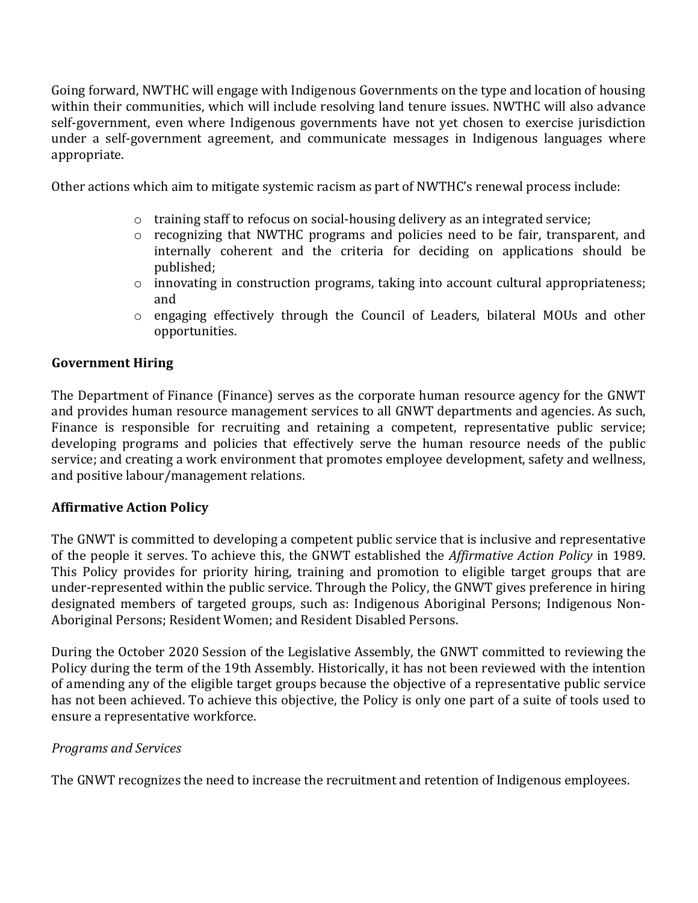Going forward, NWTHC will engage with Indigenous Governments on the type and location of housing within their communities, which will include resolving land tenure issues. NWTHC will also advance self-government, even where Indigenous governments have not yet chosen to exercise jurisdiction under a self-government agreement, and communicate messages in Indigenous languages where appropriate.

Other actions which aim to mitigate systemic racism as part of NWTHC's renewal process include:

- training staff to refocus on social-housing delivery as an integrated service;
- recognizing that NWTHC programs and policies need to be fair, transparent, and internally coherent and the criteria for deciding on applications should be published;
- innovating in construction programs, taking into account cultural appropriateness; and
- engaging effectively through the Council of Leaders, bilateral MOUs and other opportunities.

**Government Hiring**

The Department of Finance (Finance) serves as the corporate human resource agency for the GNWT and provides human resource management services to all GNWT departments and agencies. As such, Finance is responsible for recruiting and retaining a competent, representative public service; developing programs and policies that effectively serve the human resource needs of the public service; and creating a work environment that promotes employee development, safety and wellness, and positive labour/management relations.

**Affirmative Action Policy**

The GNWT is committed to developing a competent public service that is inclusive and representative of the people it serves. To achieve this, the GNWT established the *Affirmative Action Policy* in 1989. This Policy provides for priority hiring, training and promotion to eligible target groups that are under-represented within the public service. Through the Policy, the GNWT gives preference in hiring designated members of targeted groups, such as: Indigenous Aboriginal Persons; Indigenous Non-Aboriginal Persons; Resident Women; and Resident Disabled Persons.

During the October 2020 Session of the Legislative Assembly, the GNWT committed to reviewing the Policy during the term of the 19th Assembly. Historically, it has not been reviewed with the intention of amending any of the eligible target groups because the objective of a representative public service has not been achieved. To achieve this objective, the Policy is only one part of a suite of tools used to ensure a representative workforce.

*Programs and Services*

The GNWT recognizes the need to increase the recruitment and retention of Indigenous employees.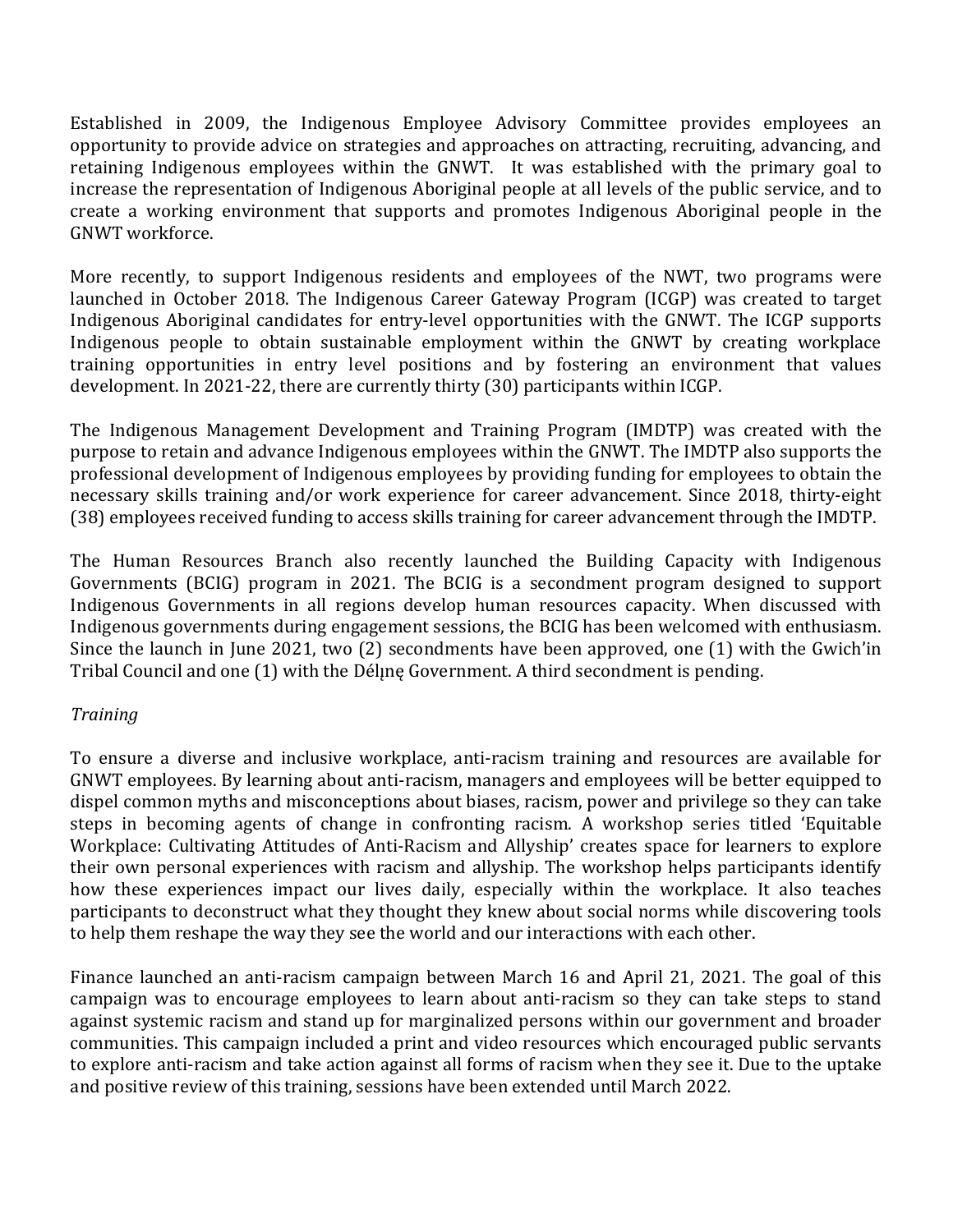Established in 2009, the Indigenous Employee Advisory Committee provides employees an opportunity to provide advice on strategies and approaches on attracting, recruiting, advancing, and retaining Indigenous employees within the GNWT. It was established with the primary goal to increase the representation of Indigenous Aboriginal people at all levels of the public service, and to create a working environment that supports and promotes Indigenous Aboriginal people in the GNWT workforce.

More recently, to support Indigenous residents and employees of the NWT, two programs were launched in October 2018. The Indigenous Career Gateway Program (ICGP) was created to target Indigenous Aboriginal candidates for entry-level opportunities with the GNWT. The ICGP supports Indigenous people to obtain sustainable employment within the GNWT by creating workplace training opportunities in entry level positions and by fostering an environment that values development. In 2021-22, there are currently thirty (30) participants within ICGP.

The Indigenous Management Development and Training Program (IMDTP) was created with the purpose to retain and advance Indigenous employees within the GNWT. The IMDTP also supports the professional development of Indigenous employees by providing funding for employees to obtain the necessary skills training and/or work experience for career advancement. Since 2018, thirty-eight (38) employees received funding to access skills training for career advancement through the IMDTP.

The Human Resources Branch also recently launched the Building Capacity with Indigenous Governments (BCIG) program in 2021. The BCIG is a secondment program designed to support Indigenous Governments in all regions develop human resources capacity. When discussed with Indigenous governments during engagement sessions, the BCIG has been welcomed with enthusiasm. Since the launch in June 2021, two (2) secondments have been approved, one (1) with the Gwich'in Tribal Council and one (1) with the Délı̨nę Government. A third secondment is pending.

*Training*

To ensure a diverse and inclusive workplace, anti-racism training and resources are available for GNWT employees. By learning about anti-racism, managers and employees will be better equipped to dispel common myths and misconceptions about biases, racism, power and privilege so they can take steps in becoming agents of change in confronting racism. A workshop series titled 'Equitable Workplace: Cultivating Attitudes of Anti-Racism and Allyship' creates space for learners to explore their own personal experiences with racism and allyship. The workshop helps participants identify how these experiences impact our lives daily, especially within the workplace. It also teaches participants to deconstruct what they thought they knew about social norms while discovering tools to help them reshape the way they see the world and our interactions with each other.

Finance launched an anti-racism campaign between March 16 and April 21, 2021. The goal of this campaign was to encourage employees to learn about anti-racism so they can take steps to stand against systemic racism and stand up for marginalized persons within our government and broader communities. This campaign included a print and video resources which encouraged public servants to explore anti-racism and take action against all forms of racism when they see it. Due to the uptake and positive review of this training, sessions have been extended until March 2022.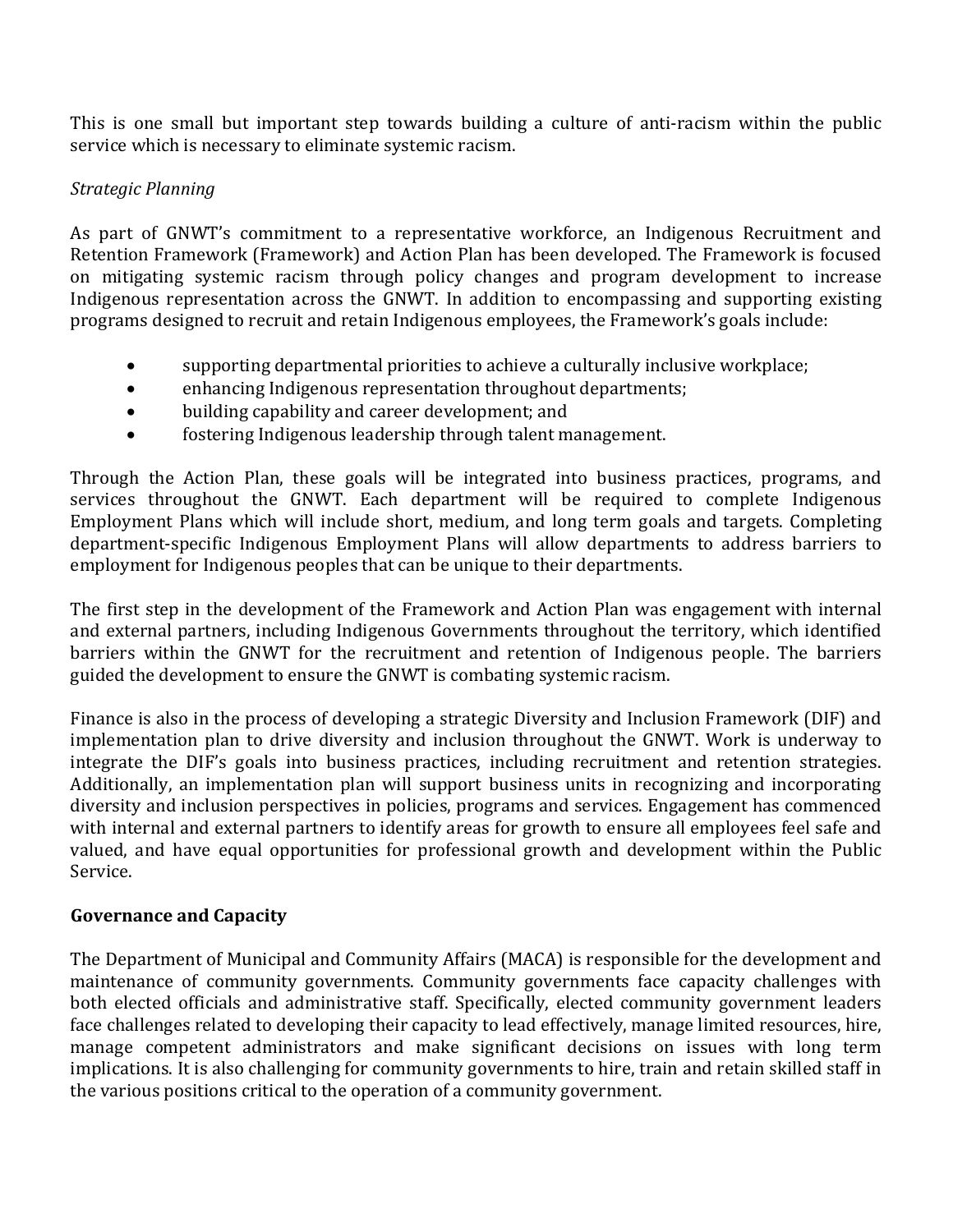This is one small but important step towards building a culture of anti-racism within the public service which is necessary to eliminate systemic racism.

*Strategic Planning*

As part of GNWT's commitment to a representative workforce, an Indigenous Recruitment and Retention Framework (Framework) and Action Plan has been developed. The Framework is focused on mitigating systemic racism through policy changes and program development to increase Indigenous representation across the GNWT. In addition to encompassing and supporting existing programs designed to recruit and retain Indigenous employees, the Framework's goals include:

- supporting departmental priorities to achieve a culturally inclusive workplace;
- enhancing Indigenous representation throughout departments;
- building capability and career development; and
- fostering Indigenous leadership through talent management.

Through the Action Plan, these goals will be integrated into business practices, programs, and services throughout the GNWT. Each department will be required to complete Indigenous Employment Plans which will include short, medium, and long term goals and targets. Completing department-specific Indigenous Employment Plans will allow departments to address barriers to employment for Indigenous peoples that can be unique to their departments.

The first step in the development of the Framework and Action Plan was engagement with internal and external partners, including Indigenous Governments throughout the territory, which identified barriers within the GNWT for the recruitment and retention of Indigenous people. The barriers guided the development to ensure the GNWT is combating systemic racism.

Finance is also in the process of developing a strategic Diversity and Inclusion Framework (DIF) and implementation plan to drive diversity and inclusion throughout the GNWT. Work is underway to integrate the DIF's goals into business practices, including recruitment and retention strategies. Additionally, an implementation plan will support business units in recognizing and incorporating diversity and inclusion perspectives in policies, programs and services. Engagement has commenced with internal and external partners to identify areas for growth to ensure all employees feel safe and valued, and have equal opportunities for professional growth and development within the Public Service.

**Governance and Capacity**

The Department of Municipal and Community Affairs (MACA) is responsible for the development and maintenance of community governments. Community governments face capacity challenges with both elected officials and administrative staff. Specifically, elected community government leaders face challenges related to developing their capacity to lead effectively, manage limited resources, hire, manage competent administrators and make significant decisions on issues with long term implications. It is also challenging for community governments to hire, train and retain skilled staff in the various positions critical to the operation of a community government.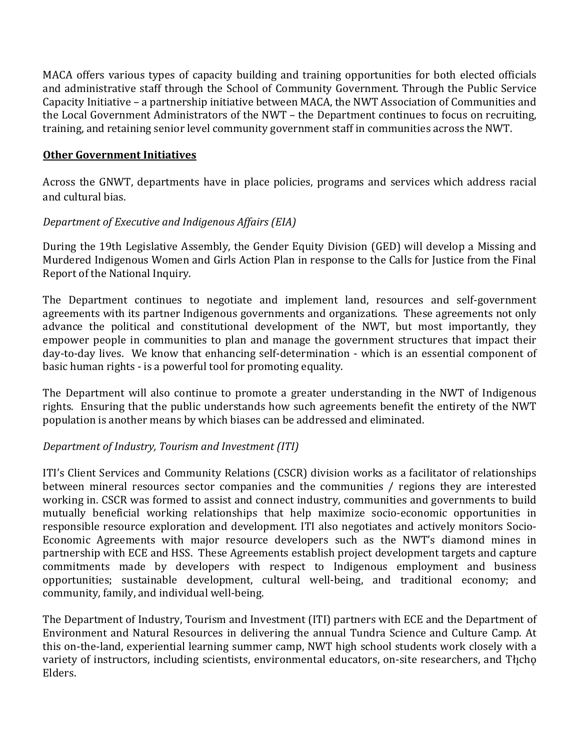MACA offers various types of capacity building and training opportunities for both elected officials and administrative staff through the School of Community Government. Through the Public Service Capacity Initiative – a partnership initiative between MACA, the NWT Association of Communities and the Local Government Administrators of the NWT – the Department continues to focus on recruiting, training, and retaining senior level community government staff in communities across the NWT.

**Other Government Initiatives**

Across the GNWT, departments have in place policies, programs and services which address racial and cultural bias.

*Department of Executive and Indigenous Affairs (EIA)*

During the 19th Legislative Assembly, the Gender Equity Division (GED) will develop a Missing and Murdered Indigenous Women and Girls Action Plan in response to the Calls for Justice from the Final Report of the National Inquiry.

The Department continues to negotiate and implement land, resources and self-government agreements with its partner Indigenous governments and organizations. These agreements not only advance the political and constitutional development of the NWT, but most importantly, they empower people in communities to plan and manage the government structures that impact their day-to-day lives. We know that enhancing self-determination - which is an essential component of basic human rights - is a powerful tool for promoting equality.

The Department will also continue to promote a greater understanding in the NWT of Indigenous rights. Ensuring that the public understands how such agreements benefit the entirety of the NWT population is another means by which biases can be addressed and eliminated.

*Department of Industry, Tourism and Investment (ITI)*

ITI's Client Services and Community Relations (CSCR) division works as a facilitator of relationships between mineral resources sector companies and the communities / regions they are interested working in. CSCR was formed to assist and connect industry, communities and governments to build mutually beneficial working relationships that help maximize socio-economic opportunities in responsible resource exploration and development. ITI also negotiates and actively monitors Socio-Economic Agreements with major resource developers such as the NWT's diamond mines in partnership with ECE and HSS. These Agreements establish project development targets and capture commitments made by developers with respect to Indigenous employment and business opportunities; sustainable development, cultural well-being, and traditional economy; and community, family, and individual well-being.

The Department of Industry, Tourism and Investment (ITI) partners with ECE and the Department of Environment and Natural Resources in delivering the annual Tundra Science and Culture Camp. At this on-the-land, experiential learning summer camp, NWT high school students work closely with a variety of instructors, including scientists, environmental educators, on-site researchers, and Tłı̨chǫ Elders.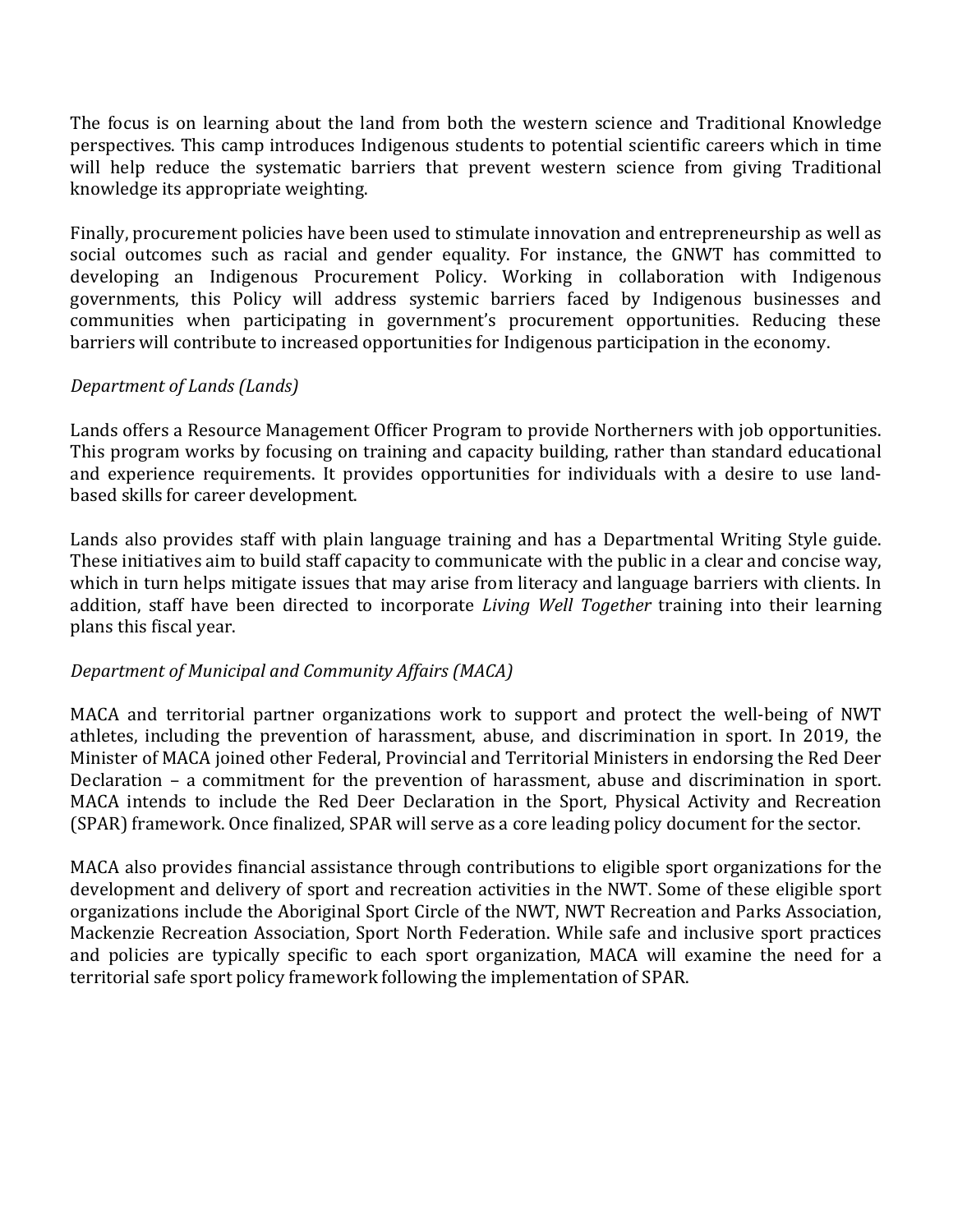The focus is on learning about the land from both the western science and Traditional Knowledge perspectives. This camp introduces Indigenous students to potential scientific careers which in time will help reduce the systematic barriers that prevent western science from giving Traditional knowledge its appropriate weighting.

Finally, procurement policies have been used to stimulate innovation and entrepreneurship as well as social outcomes such as racial and gender equality. For instance, the GNWT has committed to developing an Indigenous Procurement Policy. Working in collaboration with Indigenous governments, this Policy will address systemic barriers faced by Indigenous businesses and communities when participating in government's procurement opportunities. Reducing these barriers will contribute to increased opportunities for Indigenous participation in the economy.

*Department of Lands (Lands)*

Lands offers a Resource Management Officer Program to provide Northerners with job opportunities. This program works by focusing on training and capacity building, rather than standard educational and experience requirements. It provides opportunities for individuals with a desire to use land-based skills for career development.

Lands also provides staff with plain language training and has a Departmental Writing Style guide. These initiatives aim to build staff capacity to communicate with the public in a clear and concise way, which in turn helps mitigate issues that may arise from literacy and language barriers with clients. In addition, staff have been directed to incorporate *Living Well Together* training into their learning plans this fiscal year.

*Department of Municipal and Community Affairs (MACA)*

MACA and territorial partner organizations work to support and protect the well-being of NWT athletes, including the prevention of harassment, abuse, and discrimination in sport. In 2019, the Minister of MACA joined other Federal, Provincial and Territorial Ministers in endorsing the Red Deer Declaration – a commitment for the prevention of harassment, abuse and discrimination in sport. MACA intends to include the Red Deer Declaration in the Sport, Physical Activity and Recreation (SPAR) framework. Once finalized, SPAR will serve as a core leading policy document for the sector.

MACA also provides financial assistance through contributions to eligible sport organizations for the development and delivery of sport and recreation activities in the NWT. Some of these eligible sport organizations include the Aboriginal Sport Circle of the NWT, NWT Recreation and Parks Association, Mackenzie Recreation Association, Sport North Federation. While safe and inclusive sport practices and policies are typically specific to each sport organization, MACA will examine the need for a territorial safe sport policy framework following the implementation of SPAR.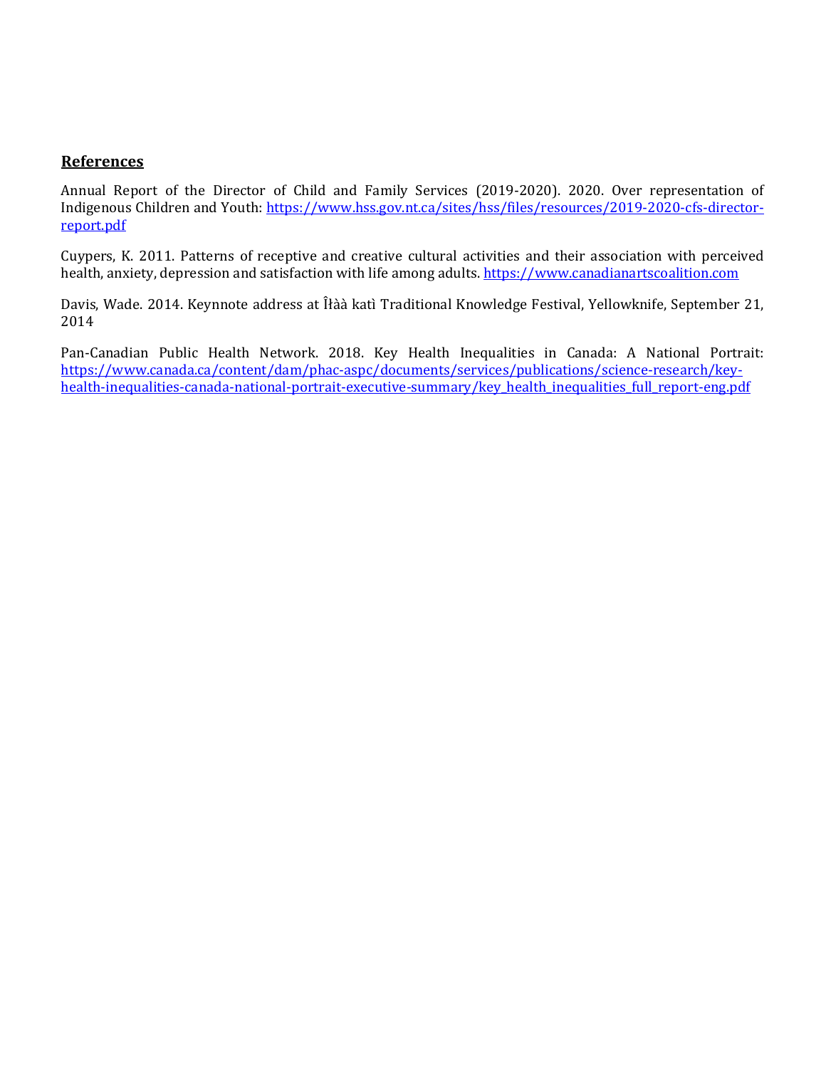**References**

Annual Report of the Director of Child and Family Services (2019-2020). 2020. Over representation of Indigenous Children and Youth: https://www.hss.gov.nt.ca/sites/hss/files/resources/2019-2020-cfs-director-report.pdf

Cuypers, K. 2011. Patterns of receptive and creative cultural activities and their association with perceived health, anxiety, depression and satisfaction with life among adults. https://www.canadianartscoalition.com

Davis, Wade. 2014. Keynnote address at Îłàà katì Traditional Knowledge Festival, Yellowknife, September 21, 2014

Pan-Canadian Public Health Network. 2018. Key Health Inequalities in Canada: A National Portrait: https://www.canada.ca/content/dam/phac-aspc/documents/services/publications/science-research/key-health-inequalities-canada-national-portrait-executive-summary/key_health_inequalities_full_report-eng.pdf